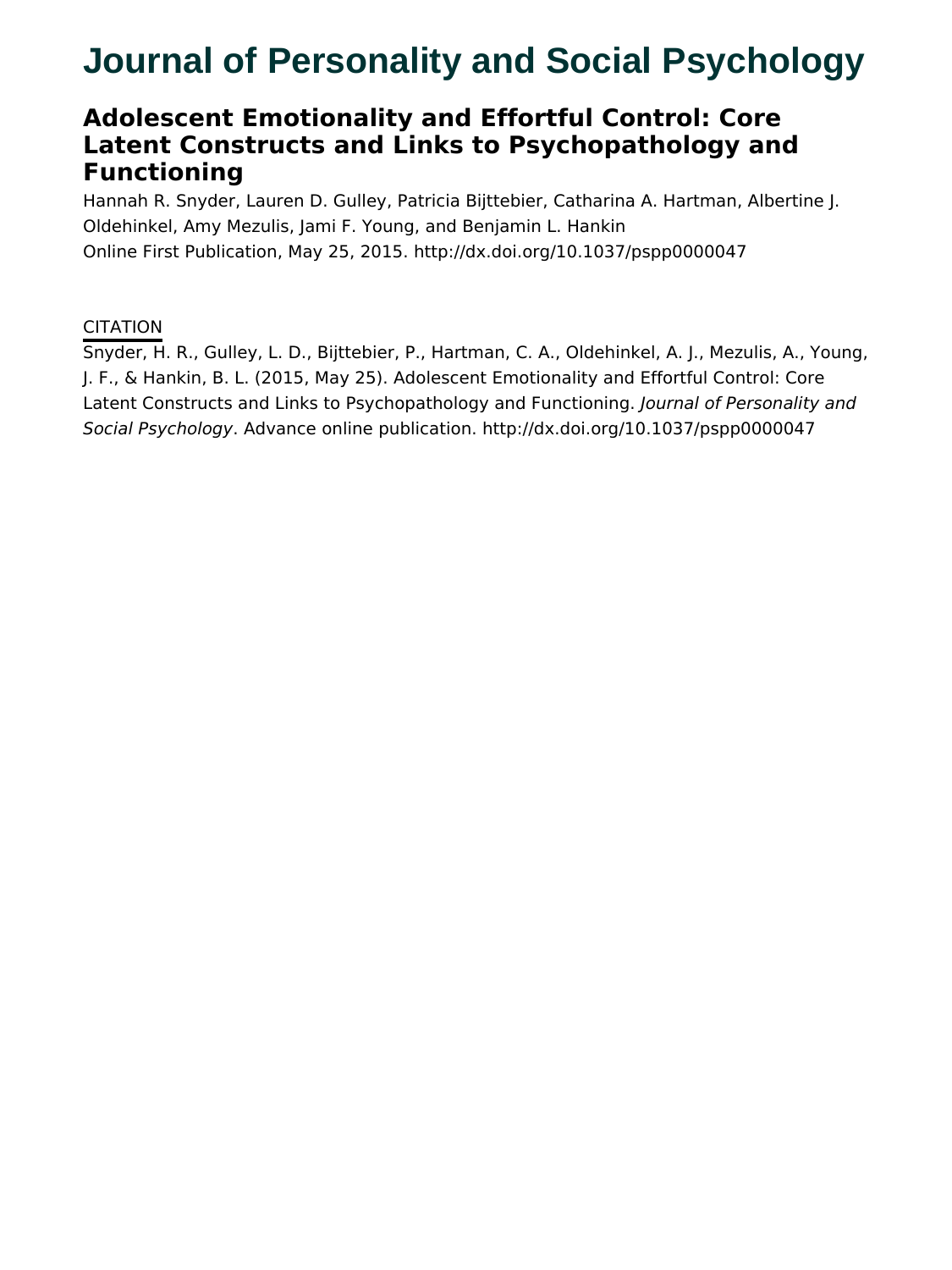# Journal of Personality and Social Psychology

## Adolescent Emotionality and Effortful Control: Core Latent Constructs and Links to Psychopathology and Functioning

Hannah R. Snyder, Lauren D. Gulley, Patricia Bijttebier, Catharina A. Hartman, Albertine J. Oldehinkel, Amy Mezulis, Jami F. Young, and Benjamin L. Hankin

Online First Publication, May 25, 2015. http://dx.doi.org/10.1037/pspp0000047

CITATION

Snyder, H. R., Gulley, L. D., Bijttebier, P., Hartman, C. A., Oldehinkel, A. J., Mezulis, A., Young, J. F., & Hankin, B. L. (2015, May 25). Adolescent Emotionality and Effortful Control: Core Latent Constructs and Links to Psychopathology and Functioning. *Journal of Personality and Social Psychology*. Advance online publication. http://dx.doi.org/10.1037/pspp0000047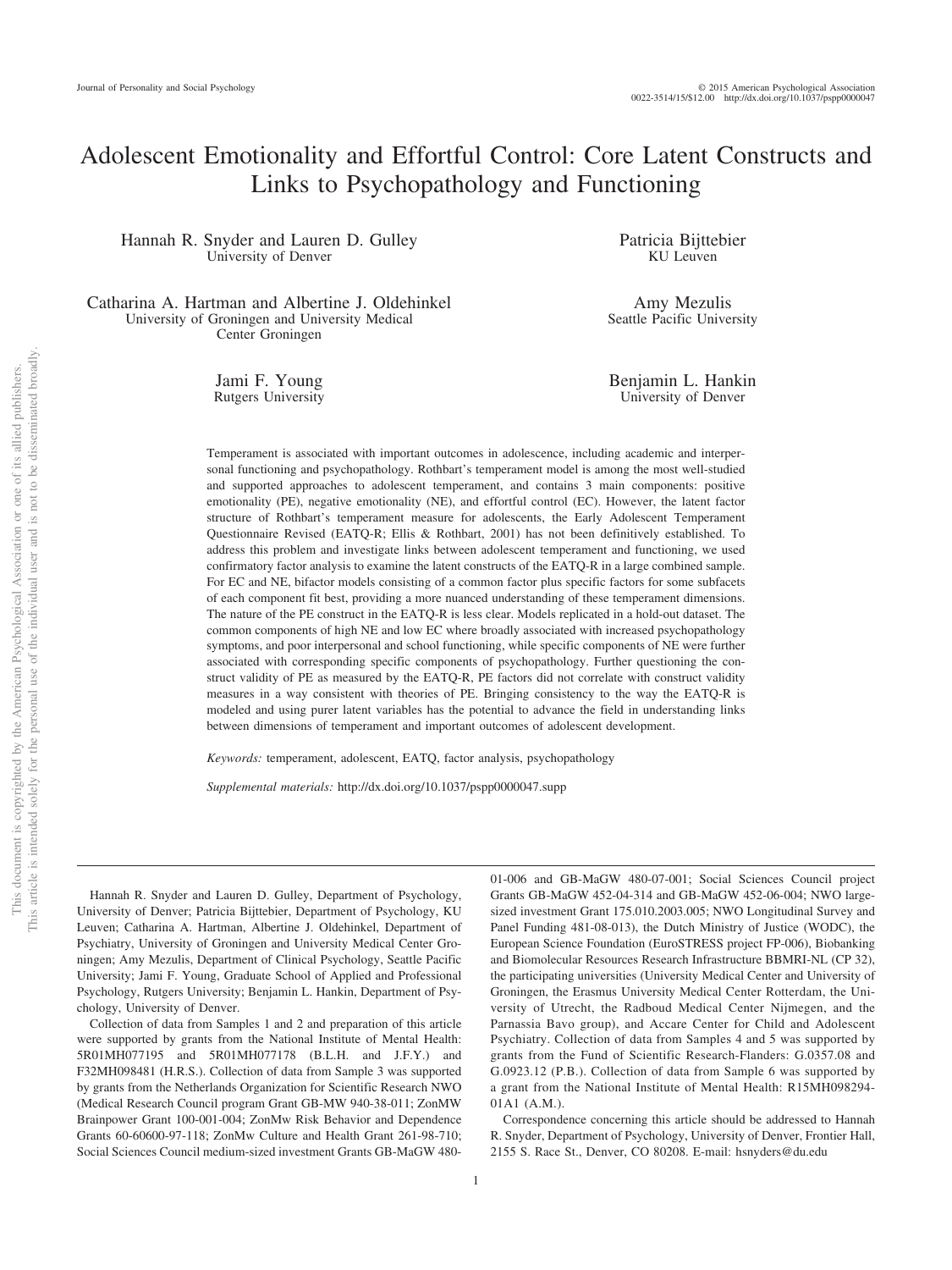# Adolescent Emotionality and Effortful Control: Core Latent Constructs and Links to Psychopathology and Functioning

Hannah R. Snyder and Lauren D. Gulley
University of Denver

Patricia Bijttebier
KU Leuven

Catharina A. Hartman and Albertine J. Oldehinkel
University of Groningen and University Medical Center Groningen

Amy Mezulis
Seattle Pacific University

Jami F. Young
Rutgers University

Benjamin L. Hankin
University of Denver

Temperament is associated with important outcomes in adolescence, including academic and interpersonal functioning and psychopathology. Rothbart's temperament model is among the most well-studied and supported approaches to adolescent temperament, and contains 3 main components: positive emotionality (PE), negative emotionality (NE), and effortful control (EC). However, the latent factor structure of Rothbart's temperament measure for adolescents, the Early Adolescent Temperament Questionnaire Revised (EATQ-R; Ellis & Rothbart, 2001) has not been definitively established. To address this problem and investigate links between adolescent temperament and functioning, we used confirmatory factor analysis to examine the latent constructs of the EATQ-R in a large combined sample. For EC and NE, bifactor models consisting of a common factor plus specific factors for some subfacets of each component fit best, providing a more nuanced understanding of these temperament dimensions. The nature of the PE construct in the EATQ-R is less clear. Models replicated in a hold-out dataset. The common components of high NE and low EC where broadly associated with increased psychopathology symptoms, and poor interpersonal and school functioning, while specific components of NE were further associated with corresponding specific components of psychopathology. Further questioning the construct validity of PE as measured by the EATQ-R, PE factors did not correlate with construct validity measures in a way consistent with theories of PE. Bringing consistency to the way the EATQ-R is modeled and using purer latent variables has the potential to advance the field in understanding links between dimensions of temperament and important outcomes of adolescent development.

*Keywords:* temperament, adolescent, EATQ, factor analysis, psychopathology

*Supplemental materials:* http://dx.doi.org/10.1037/pspp0000047.supp

Hannah R. Snyder and Lauren D. Gulley, Department of Psychology, University of Denver; Patricia Bijttebier, Department of Psychology, KU Leuven; Catharina A. Hartman, Albertine J. Oldehinkel, Department of Psychiatry, University of Groningen and University Medical Center Groningen; Amy Mezulis, Department of Clinical Psychology, Seattle Pacific University; Jami F. Young, Graduate School of Applied and Professional Psychology, Rutgers University; Benjamin L. Hankin, Department of Psychology, University of Denver.

Collection of data from Samples 1 and 2 and preparation of this article were supported by grants from the National Institute of Mental Health: 5R01MH077195 and 5R01MH077178 (B.L.H. and J.F.Y.) and F32MH098481 (H.R.S.). Collection of data from Sample 3 was supported by grants from the Netherlands Organization for Scientific Research NWO (Medical Research Council program Grant GB-MW 940-38-011; ZonMW Brainpower Grant 100-001-004; ZonMw Risk Behavior and Dependence Grants 60-60600-97-118; ZonMw Culture and Health Grant 261-98-710; Social Sciences Council medium-sized investment Grants GB-MaGW 480-01-006 and GB-MaGW 480-07-001; Social Sciences Council project Grants GB-MaGW 452-04-314 and GB-MaGW 452-06-004; NWO large-sized investment Grant 175.010.2003.005; NWO Longitudinal Survey and Panel Funding 481-08-013), the Dutch Ministry of Justice (WODC), the European Science Foundation (EuroSTRESS project FP-006), Biobanking and Biomolecular Resources Research Infrastructure BBMRI-NL (CP 32), the participating universities (University Medical Center and University of Groningen, the Erasmus University Medical Center Rotterdam, the University of Utrecht, the Radboud Medical Center Nijmegen, and the Parnassia Bavo group), and Accare Center for Child and Adolescent Psychiatry. Collection of data from Samples 4 and 5 was supported by grants from the Fund of Scientific Research-Flanders: G.0357.08 and G.0923.12 (P.B.). Collection of data from Sample 6 was supported by a grant from the National Institute of Mental Health: R15MH098294-01A1 (A.M.).

Correspondence concerning this article should be addressed to Hannah R. Snyder, Department of Psychology, University of Denver, Frontier Hall, 2155 S. Race St., Denver, CO 80208. E-mail: hsnyders@du.edu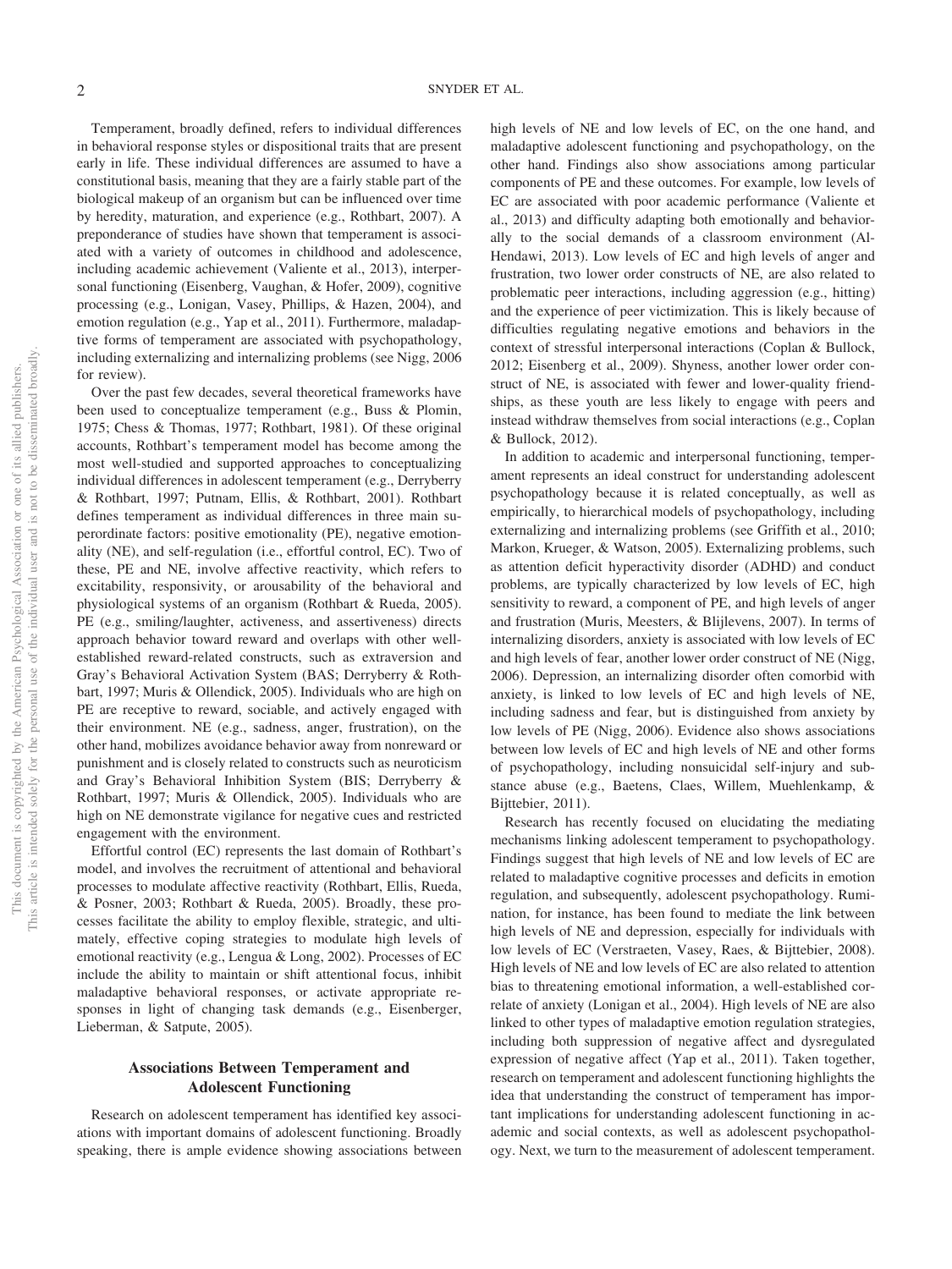Temperament, broadly defined, refers to individual differences in behavioral response styles or dispositional traits that are present early in life. These individual differences are assumed to have a constitutional basis, meaning that they are a fairly stable part of the biological makeup of an organism but can be influenced over time by heredity, maturation, and experience (e.g., Rothbart, 2007). A preponderance of studies have shown that temperament is associated with a variety of outcomes in childhood and adolescence, including academic achievement (Valiente et al., 2013), interpersonal functioning (Eisenberg, Vaughan, & Hofer, 2009), cognitive processing (e.g., Lonigan, Vasey, Phillips, & Hazen, 2004), and emotion regulation (e.g., Yap et al., 2011). Furthermore, maladaptive forms of temperament are associated with psychopathology, including externalizing and internalizing problems (see Nigg, 2006 for review).

Over the past few decades, several theoretical frameworks have been used to conceptualize temperament (e.g., Buss & Plomin, 1975; Chess & Thomas, 1977; Rothbart, 1981). Of these original accounts, Rothbart's temperament model has become among the most well-studied and supported approaches to conceptualizing individual differences in adolescent temperament (e.g., Derryberry & Rothbart, 1997; Putnam, Ellis, & Rothbart, 2001). Rothbart defines temperament as individual differences in three main superordinate factors: positive emotionality (PE), negative emotionality (NE), and self-regulation (i.e., effortful control, EC). Two of these, PE and NE, involve affective reactivity, which refers to excitability, responsivity, or arousability of the behavioral and physiological systems of an organism (Rothbart & Rueda, 2005). PE (e.g., smiling/laughter, activeness, and assertiveness) directs approach behavior toward reward and overlaps with other well-established reward-related constructs, such as extraversion and Gray's Behavioral Activation System (BAS; Derryberry & Rothbart, 1997; Muris & Ollendick, 2005). Individuals who are high on PE are receptive to reward, sociable, and actively engaged with their environment. NE (e.g., sadness, anger, frustration), on the other hand, mobilizes avoidance behavior away from nonreward or punishment and is closely related to constructs such as neuroticism and Gray's Behavioral Inhibition System (BIS; Derryberry & Rothbart, 1997; Muris & Ollendick, 2005). Individuals who are high on NE demonstrate vigilance for negative cues and restricted engagement with the environment.

Effortful control (EC) represents the last domain of Rothbart's model, and involves the recruitment of attentional and behavioral processes to modulate affective reactivity (Rothbart, Ellis, Rueda, & Posner, 2003; Rothbart & Rueda, 2005). Broadly, these processes facilitate the ability to employ flexible, strategic, and ultimately, effective coping strategies to modulate high levels of emotional reactivity (e.g., Lengua & Long, 2002). Processes of EC include the ability to maintain or shift attentional focus, inhibit maladaptive behavioral responses, or activate appropriate responses in light of changing task demands (e.g., Eisenberger, Lieberman, & Satpute, 2005).

## Associations Between Temperament and Adolescent Functioning

Research on adolescent temperament has identified key associations with important domains of adolescent functioning. Broadly speaking, there is ample evidence showing associations between high levels of NE and low levels of EC, on the one hand, and maladaptive adolescent functioning and psychopathology, on the other hand. Findings also show associations among particular components of PE and these outcomes. For example, low levels of EC are associated with poor academic performance (Valiente et al., 2013) and difficulty adapting both emotionally and behaviorally to the social demands of a classroom environment (Al-Hendawi, 2013). Low levels of EC and high levels of anger and frustration, two lower order constructs of NE, are also related to problematic peer interactions, including aggression (e.g., hitting) and the experience of peer victimization. This is likely because of difficulties regulating negative emotions and behaviors in the context of stressful interpersonal interactions (Coplan & Bullock, 2012; Eisenberg et al., 2009). Shyness, another lower order construct of NE, is associated with fewer and lower-quality friendships, as these youth are less likely to engage with peers and instead withdraw themselves from social interactions (e.g., Coplan & Bullock, 2012).

In addition to academic and interpersonal functioning, temperament represents an ideal construct for understanding adolescent psychopathology because it is related conceptually, as well as empirically, to hierarchical models of psychopathology, including externalizing and internalizing problems (see Griffith et al., 2010; Markon, Krueger, & Watson, 2005). Externalizing problems, such as attention deficit hyperactivity disorder (ADHD) and conduct problems, are typically characterized by low levels of EC, high sensitivity to reward, a component of PE, and high levels of anger and frustration (Muris, Meesters, & Blijlevens, 2007). In terms of internalizing disorders, anxiety is associated with low levels of EC and high levels of fear, another lower order construct of NE (Nigg, 2006). Depression, an internalizing disorder often comorbid with anxiety, is linked to low levels of EC and high levels of NE, including sadness and fear, but is distinguished from anxiety by low levels of PE (Nigg, 2006). Evidence also shows associations between low levels of EC and high levels of NE and other forms of psychopathology, including nonsuicidal self-injury and substance abuse (e.g., Baetens, Claes, Willem, Muehlenkamp, & Bijttebier, 2011).

Research has recently focused on elucidating the mediating mechanisms linking adolescent temperament to psychopathology. Findings suggest that high levels of NE and low levels of EC are related to maladaptive cognitive processes and deficits in emotion regulation, and subsequently, adolescent psychopathology. Rumination, for instance, has been found to mediate the link between high levels of NE and depression, especially for individuals with low levels of EC (Verstraeten, Vasey, Raes, & Bijttebier, 2008). High levels of NE and low levels of EC are also related to attention bias to threatening emotional information, a well-established correlate of anxiety (Lonigan et al., 2004). High levels of NE are also linked to other types of maladaptive emotion regulation strategies, including both suppression of negative affect and dysregulated expression of negative affect (Yap et al., 2011). Taken together, research on temperament and adolescent functioning highlights the idea that understanding the construct of temperament has important implications for understanding adolescent functioning in academic and social contexts, as well as adolescent psychopathology. Next, we turn to the measurement of adolescent temperament.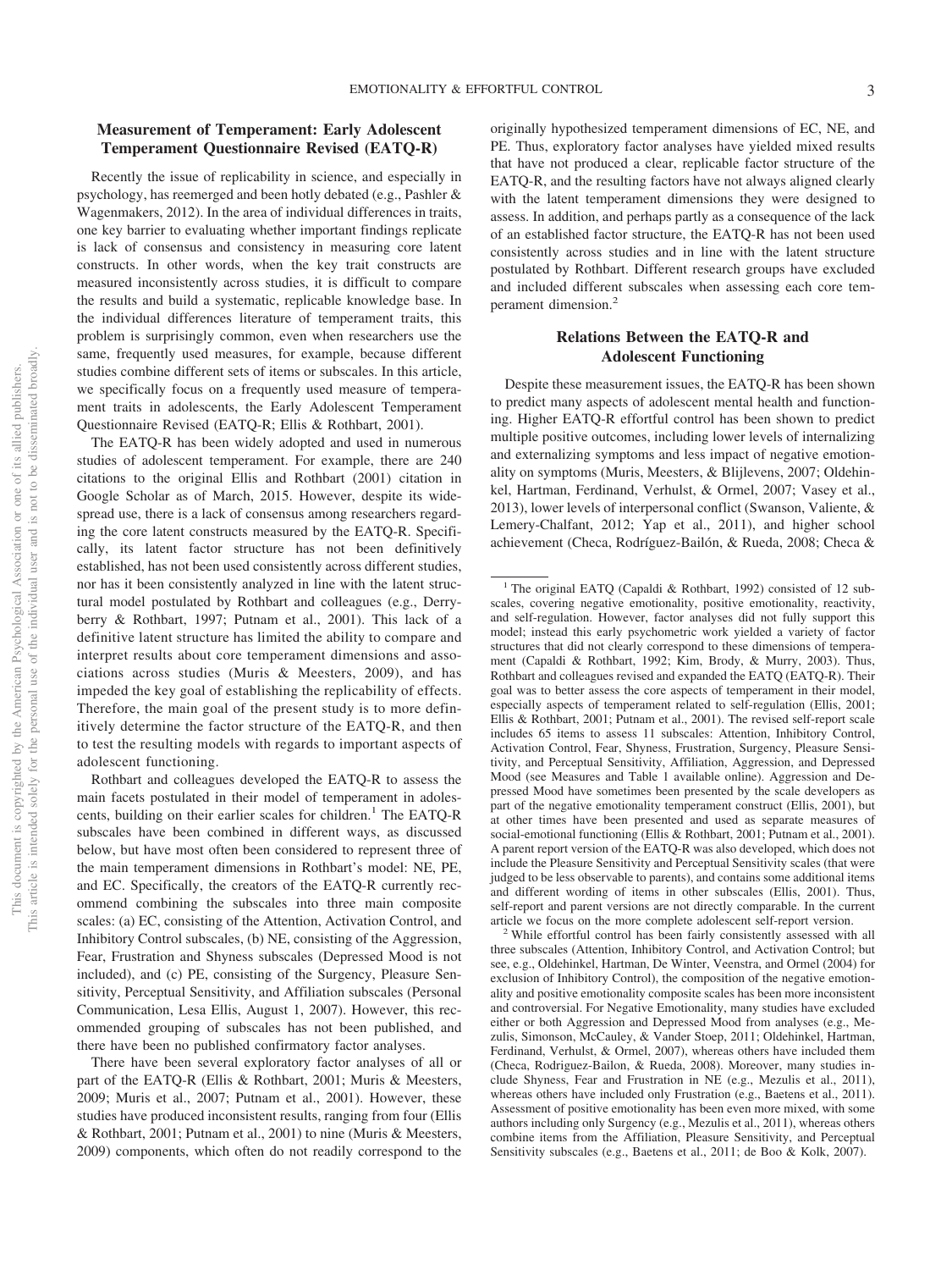## Measurement of Temperament: Early Adolescent Temperament Questionnaire Revised (EATQ-R)

Recently the issue of replicability in science, and especially in psychology, has reemerged and been hotly debated (e.g., Pashler & Wagenmakers, 2012). In the area of individual differences in traits, one key barrier to evaluating whether important findings replicate is lack of consensus and consistency in measuring core latent constructs. In other words, when the key trait constructs are measured inconsistently across studies, it is difficult to compare the results and build a systematic, replicable knowledge base. In the individual differences literature of temperament traits, this problem is surprisingly common, even when researchers use the same, frequently used measures, for example, because different studies combine different sets of items or subscales. In this article, we specifically focus on a frequently used measure of temperament traits in adolescents, the Early Adolescent Temperament Questionnaire Revised (EATQ-R; Ellis & Rothbart, 2001).

The EATQ-R has been widely adopted and used in numerous studies of adolescent temperament. For example, there are 240 citations to the original Ellis and Rothbart (2001) citation in Google Scholar as of March, 2015. However, despite its widespread use, there is a lack of consensus among researchers regarding the core latent constructs measured by the EATQ-R. Specifically, its latent factor structure has not been definitively established, has not been used consistently across different studies, nor has it been consistently analyzed in line with the latent structural model postulated by Rothbart and colleagues (e.g., Derryberry & Rothbart, 1997; Putnam et al., 2001). This lack of a definitive latent structure has limited the ability to compare and interpret results about core temperament dimensions and associations across studies (Muris & Meesters, 2009), and has impeded the key goal of establishing the replicability of effects. Therefore, the main goal of the present study is to more definitively determine the factor structure of the EATQ-R, and then to test the resulting models with regards to important aspects of adolescent functioning.

Rothbart and colleagues developed the EATQ-R to assess the main facets postulated in their model of temperament in adolescents, building on their earlier scales for children.[1] The EATQ-R subscales have been combined in different ways, as discussed below, but have most often been considered to represent three of the main temperament dimensions in Rothbart's model: NE, PE, and EC. Specifically, the creators of the EATQ-R currently recommend combining the subscales into three main composite scales: (a) EC, consisting of the Attention, Activation Control, and Inhibitory Control subscales, (b) NE, consisting of the Aggression, Fear, Frustration and Shyness subscales (Depressed Mood is not included), and (c) PE, consisting of the Surgency, Pleasure Sensitivity, Perceptual Sensitivity, and Affiliation subscales (Personal Communication, Lesa Ellis, August 1, 2007). However, this recommended grouping of subscales has not been published, and there have been no published confirmatory factor analyses.

There have been several exploratory factor analyses of all or part of the EATQ-R (Ellis & Rothbart, 2001; Muris & Meesters, 2009; Muris et al., 2007; Putnam et al., 2001). However, these studies have produced inconsistent results, ranging from four (Ellis & Rothbart, 2001; Putnam et al., 2001) to nine (Muris & Meesters, 2009) components, which often do not readily correspond to the originally hypothesized temperament dimensions of EC, NE, and PE. Thus, exploratory factor analyses have yielded mixed results that have not produced a clear, replicable factor structure of the EATQ-R, and the resulting factors have not always aligned clearly with the latent temperament dimensions they were designed to assess. In addition, and perhaps partly as a consequence of the lack of an established factor structure, the EATQ-R has not been used consistently across studies and in line with the latent structure postulated by Rothbart. Different research groups have excluded and included different subscales when assessing each core temperament dimension.[2]

## Relations Between the EATQ-R and Adolescent Functioning

Despite these measurement issues, the EATQ-R has been shown to predict many aspects of adolescent mental health and functioning. Higher EATQ-R effortful control has been shown to predict multiple positive outcomes, including lower levels of internalizing and externalizing symptoms and less impact of negative emotionality on symptoms (Muris, Meesters, & Blijlevens, 2007; Oldehinkel, Hartman, Ferdinand, Verhulst, & Ormel, 2007; Vasey et al., 2013), lower levels of interpersonal conflict (Swanson, Valiente, & Lemery-Chalfant, 2012; Yap et al., 2011), and higher school achievement (Checa, Rodríguez-Bailón, & Rueda, 2008; Checa &

---

[1] The original EATQ (Capaldi & Rothbart, 1992) consisted of 12 subscales, covering negative emotionality, positive emotionality, reactivity, and self-regulation. However, factor analyses did not fully support this model; instead this early psychometric work yielded a variety of factor structures that did not clearly correspond to these dimensions of temperament (Capaldi & Rothbart, 1992; Kim, Brody, & Murry, 2003). Thus, Rothbart and colleagues revised and expanded the EATQ (EATQ-R). Their goal was to better assess the core aspects of temperament in their model, especially aspects of temperament related to self-regulation (Ellis, 2001; Ellis & Rothbart, 2001; Putnam et al., 2001). The revised self-report scale includes 65 items to assess 11 subscales: Attention, Inhibitory Control, Activation Control, Fear, Shyness, Frustration, Surgency, Pleasure Sensitivity, and Perceptual Sensitivity, Affiliation, Aggression, and Depressed Mood (see Measures and Table 1 available online). Aggression and Depressed Mood have sometimes been presented by the scale developers as part of the negative emotionality temperament construct (Ellis, 2001), but at other times have been presented and used as separate measures of social-emotional functioning (Ellis & Rothbart, 2001; Putnam et al., 2001). A parent report version of the EATQ-R was also developed, which does not include the Pleasure Sensitivity and Perceptual Sensitivity scales (that were judged to be less observable to parents), and contains some additional items and different wording of items in other subscales (Ellis, 2001). Thus, self-report and parent versions are not directly comparable. In the current article we focus on the more complete adolescent self-report version.

[2] While effortful control has been fairly consistently assessed with all three subscales (Attention, Inhibitory Control, and Activation Control; but see, e.g., Oldehinkel, Hartman, De Winter, Veenstra, and Ormel (2004) for exclusion of Inhibitory Control), the composition of the negative emotionality and positive emotionality composite scales has been more inconsistent and controversial. For Negative Emotionality, many studies have excluded either or both Aggression and Depressed Mood from analyses (e.g., Mezulis, Simonson, McCauley, & Vander Stoep, 2011; Oldehinkel, Hartman, Ferdinand, Verhulst, & Ormel, 2007), whereas others have included them (Checa, Rodriguez-Bailon, & Rueda, 2008). Moreover, many studies include Shyness, Fear and Frustration in NE (e.g., Mezulis et al., 2011), whereas others have included only Frustration (e.g., Baetens et al., 2011). Assessment of positive emotionality has been even more mixed, with some authors including only Surgency (e.g., Mezulis et al., 2011), whereas others combine items from the Affiliation, Pleasure Sensitivity, and Perceptual Sensitivity subscales (e.g., Baetens et al., 2011; de Boo & Kolk, 2007).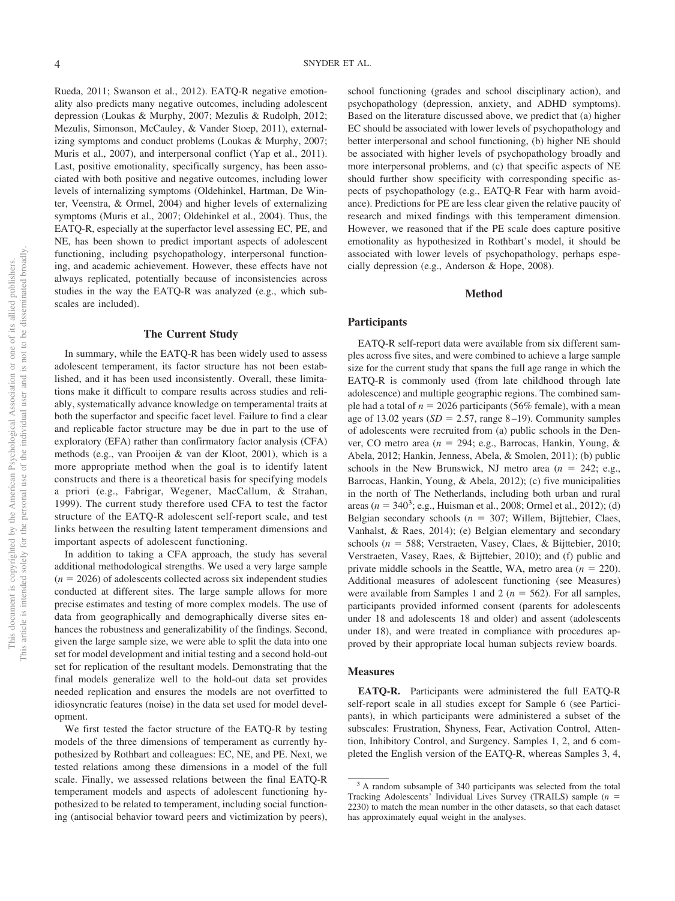Rueda, 2011; Swanson et al., 2012). EATQ-R negative emotionality also predicts many negative outcomes, including adolescent depression (Loukas & Murphy, 2007; Mezulis & Rudolph, 2012; Mezulis, Simonson, McCauley, & Vander Stoep, 2011), externalizing symptoms and conduct problems (Loukas & Murphy, 2007; Muris et al., 2007), and interpersonal conflict (Yap et al., 2011). Last, positive emotionality, specifically surgency, has been associated with both positive and negative outcomes, including lower levels of internalizing symptoms (Oldehinkel, Hartman, De Winter, Veenstra, & Ormel, 2004) and higher levels of externalizing symptoms (Muris et al., 2007; Oldehinkel et al., 2004). Thus, the EATQ-R, especially at the superfactor level assessing EC, PE, and NE, has been shown to predict important aspects of adolescent functioning, including psychopathology, interpersonal functioning, and academic achievement. However, these effects have not always replicated, potentially because of inconsistencies across studies in the way the EATQ-R was analyzed (e.g., which subscales are included).

## The Current Study

In summary, while the EATQ-R has been widely used to assess adolescent temperament, its factor structure has not been established, and it has been used inconsistently. Overall, these limitations make it difficult to compare results across studies and reliably, systematically advance knowledge on temperamental traits at both the superfactor and specific facet level. Failure to find a clear and replicable factor structure may be due in part to the use of exploratory (EFA) rather than confirmatory factor analysis (CFA) methods (e.g., van Prooijen & van der Kloot, 2001), which is a more appropriate method when the goal is to identify latent constructs and there is a theoretical basis for specifying models a priori (e.g., Fabrigar, Wegener, MacCallum, & Strahan, 1999). The current study therefore used CFA to test the factor structure of the EATQ-R adolescent self-report scale, and test links between the resulting latent temperament dimensions and important aspects of adolescent functioning.

In addition to taking a CFA approach, the study has several additional methodological strengths. We used a very large sample ($n$ = 2026) of adolescents collected across six independent studies conducted at different sites. The large sample allows for more precise estimates and testing of more complex models. The use of data from geographically and demographically diverse sites enhances the robustness and generalizability of the findings. Second, given the large sample size, we were able to split the data into one set for model development and initial testing and a second hold-out set for replication of the resultant models. Demonstrating that the final models generalize well to the hold-out data set provides needed replication and ensures the models are not overfitted to idiosyncratic features (noise) in the data set used for model development.

We first tested the factor structure of the EATQ-R by testing models of the three dimensions of temperament as currently hypothesized by Rothbart and colleagues: EC, NE, and PE. Next, we tested relations among these dimensions in a model of the full scale. Finally, we assessed relations between the final EATQ-R temperament models and aspects of adolescent functioning hypothesized to be related to temperament, including social functioning (antisocial behavior toward peers and victimization by peers), school functioning (grades and school disciplinary action), and psychopathology (depression, anxiety, and ADHD symptoms). Based on the literature discussed above, we predict that (a) higher EC should be associated with lower levels of psychopathology and better interpersonal and school functioning, (b) higher NE should be associated with higher levels of psychopathology broadly and more interpersonal problems, and (c) that specific aspects of NE should further show specificity with corresponding specific aspects of psychopathology (e.g., EATQ-R Fear with harm avoidance). Predictions for PE are less clear given the relative paucity of research and mixed findings with this temperament dimension. However, we reasoned that if the PE scale does capture positive emotionality as hypothesized in Rothbart's model, it should be associated with lower levels of psychopathology, perhaps especially depression (e.g., Anderson & Hope, 2008).

## Method

### Participants

EATQ-R self-report data were available from six different samples across five sites, and were combined to achieve a large sample size for the current study that spans the full age range in which the EATQ-R is commonly used (from late childhood through late adolescence) and multiple geographic regions. The combined sample had a total of $n$ = 2026 participants (56% female), with a mean age of 13.02 years ($SD$ = 2.57, range 8–19). Community samples of adolescents were recruited from (a) public schools in the Denver, CO metro area ($n$ = 294; e.g., Barrocas, Hankin, Young, & Abela, 2012; Hankin, Jenness, Abela, & Smolen, 2011); (b) public schools in the New Brunswick, NJ metro area ($n$ = 242; e.g., Barrocas, Hankin, Young, & Abela, 2012); (c) five municipalities in the north of The Netherlands, including both urban and rural areas ($n$ = 340[3]; e.g., Huisman et al., 2008; Ormel et al., 2012); (d) Belgian secondary schools ($n$ = 307; Willem, Bijttebier, Claes, Vanhalst, & Raes, 2014); (e) Belgian elementary and secondary schools ($n$ = 588; Verstraeten, Vasey, Claes, & Bijttebier, 2010; Verstraeten, Vasey, Raes, & Bijttebier, 2010); and (f) public and private middle schools in the Seattle, WA, metro area ($n$ = 220). Additional measures of adolescent functioning (see Measures) were available from Samples 1 and 2 ($n$ = 562). For all samples, participants provided informed consent (parents for adolescents under 18 and adolescents 18 and older) and assent (adolescents under 18), and were treated in compliance with procedures approved by their appropriate local human subjects review boards.

### Measures

**EATQ-R.** Participants were administered the full EATQ-R self-report scale in all studies except for Sample 6 (see Participants), in which participants were administered a subset of the subscales: Frustration, Shyness, Fear, Activation Control, Attention, Inhibitory Control, and Surgency. Samples 1, 2, and 6 completed the English version of the EATQ-R, whereas Samples 3, 4,

[3] A random subsample of 340 participants was selected from the total Tracking Adolescents' Individual Lives Survey (TRAILS) sample ($n$ = 2230) to match the mean number in the other datasets, so that each dataset has approximately equal weight in the analyses.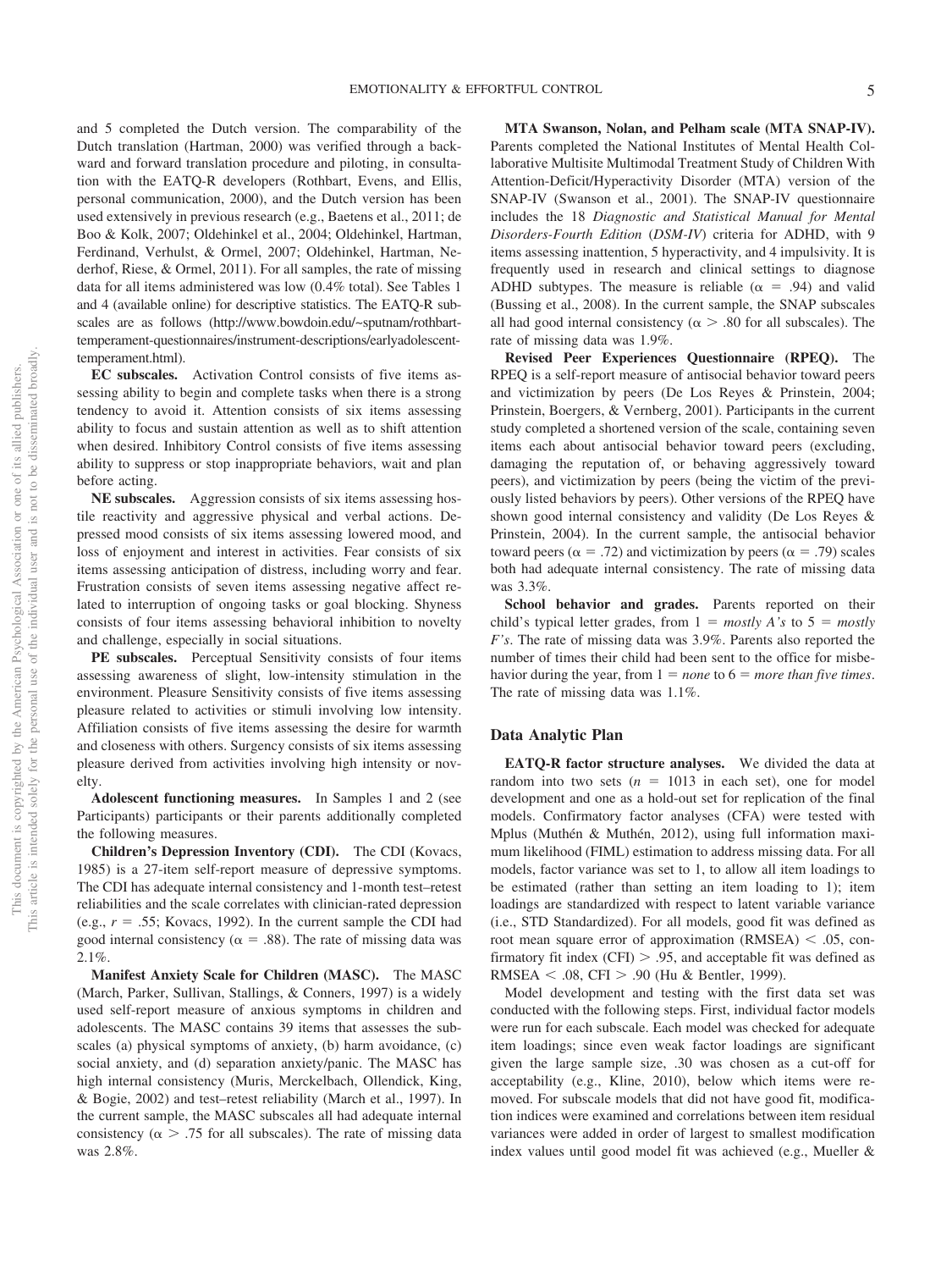and 5 completed the Dutch version. The comparability of the Dutch translation (Hartman, 2000) was verified through a backward and forward translation procedure and piloting, in consultation with the EATQ-R developers (Rothbart, Evens, and Ellis, personal communication, 2000), and the Dutch version has been used extensively in previous research (e.g., Baetens et al., 2011; de Boo & Kolk, 2007; Oldehinkel et al., 2004; Oldehinkel, Hartman, Ferdinand, Verhulst, & Ormel, 2007; Oldehinkel, Hartman, Nederhof, Riese, & Ormel, 2011). For all samples, the rate of missing data for all items administered was low (0.4% total). See Tables 1 and 4 (available online) for descriptive statistics. The EATQ-R subscales are as follows (http://www.bowdoin.edu/~sputnam/rothbart-temperament-questionnaires/instrument-descriptions/earlyadolescent-temperament.html).

**EC subscales.** Activation Control consists of five items assessing ability to begin and complete tasks when there is a strong tendency to avoid it. Attention consists of six items assessing ability to focus and sustain attention as well as to shift attention when desired. Inhibitory Control consists of five items assessing ability to suppress or stop inappropriate behaviors, wait and plan before acting.

**NE subscales.** Aggression consists of six items assessing hostile reactivity and aggressive physical and verbal actions. Depressed mood consists of six items assessing lowered mood, and loss of enjoyment and interest in activities. Fear consists of six items assessing anticipation of distress, including worry and fear. Frustration consists of seven items assessing negative affect related to interruption of ongoing tasks or goal blocking. Shyness consists of four items assessing behavioral inhibition to novelty and challenge, especially in social situations.

**PE subscales.** Perceptual Sensitivity consists of four items assessing awareness of slight, low-intensity stimulation in the environment. Pleasure Sensitivity consists of five items assessing pleasure related to activities or stimuli involving low intensity. Affiliation consists of five items assessing the desire for warmth and closeness with others. Surgency consists of six items assessing pleasure derived from activities involving high intensity or novelty.

**Adolescent functioning measures.** In Samples 1 and 2 (see Participants) participants or their parents additionally completed the following measures.

**Children's Depression Inventory (CDI).** The CDI (Kovacs, 1985) is a 27-item self-report measure of depressive symptoms. The CDI has adequate internal consistency and 1-month test–retest reliabilities and the scale correlates with clinician-rated depression (e.g., $r = .55$; Kovacs, 1992). In the current sample the CDI had good internal consistency ($\alpha = .88$). The rate of missing data was 2.1%.

**Manifest Anxiety Scale for Children (MASC).** The MASC (March, Parker, Sullivan, Stallings, & Conners, 1997) is a widely used self-report measure of anxious symptoms in children and adolescents. The MASC contains 39 items that assesses the subscales (a) physical symptoms of anxiety, (b) harm avoidance, (c) social anxiety, and (d) separation anxiety/panic. The MASC has high internal consistency (Muris, Merckelbach, Ollendick, King, & Bogie, 2002) and test–retest reliability (March et al., 1997). In the current sample, the MASC subscales all had adequate internal consistency ($\alpha > .75$ for all subscales). The rate of missing data was 2.8%.

**MTA Swanson, Nolan, and Pelham scale (MTA SNAP-IV).** Parents completed the National Institutes of Mental Health Collaborative Multisite Multimodal Treatment Study of Children With Attention-Deficit/Hyperactivity Disorder (MTA) version of the SNAP-IV (Swanson et al., 2001). The SNAP-IV questionnaire includes the 18 *Diagnostic and Statistical Manual for Mental Disorders-Fourth Edition* (*DSM-IV*) criteria for ADHD, with 9 items assessing inattention, 5 hyperactivity, and 4 impulsivity. It is frequently used in research and clinical settings to diagnose ADHD subtypes. The measure is reliable ($\alpha = .94$) and valid (Bussing et al., 2008). In the current sample, the SNAP subscales all had good internal consistency ($\alpha > .80$ for all subscales). The rate of missing data was 1.9%.

**Revised Peer Experiences Questionnaire (RPEQ).** The RPEQ is a self-report measure of antisocial behavior toward peers and victimization by peers (De Los Reyes & Prinstein, 2004; Prinstein, Boergers, & Vernberg, 2001). Participants in the current study completed a shortened version of the scale, containing seven items each about antisocial behavior toward peers (excluding, damaging the reputation of, or behaving aggressively toward peers), and victimization by peers (being the victim of the previously listed behaviors by peers). Other versions of the RPEQ have shown good internal consistency and validity (De Los Reyes & Prinstein, 2004). In the current sample, the antisocial behavior toward peers ($\alpha = .72$) and victimization by peers ($\alpha = .79$) scales both had adequate internal consistency. The rate of missing data was 3.3%.

**School behavior and grades.** Parents reported on their child's typical letter grades, from 1 = *mostly A's* to 5 = *mostly F's*. The rate of missing data was 3.9%. Parents also reported the number of times their child had been sent to the office for misbehavior during the year, from 1 = *none* to 6 = *more than five times*. The rate of missing data was 1.1%.

## Data Analytic Plan

**EATQ-R factor structure analyses.** We divided the data at random into two sets ($n = 1013$ in each set), one for model development and one as a hold-out set for replication of the final models. Confirmatory factor analyses (CFA) were tested with Mplus (Muthén & Muthén, 2012), using full information maximum likelihood (FIML) estimation to address missing data. For all models, factor variance was set to 1, to allow all item loadings to be estimated (rather than setting an item loading to 1); item loadings are standardized with respect to latent variable variance (i.e., STD Standardized). For all models, good fit was defined as root mean square error of approximation (RMSEA) < .05, confirmatory fit index (CFI) > .95, and acceptable fit was defined as RMSEA < .08, CFI > .90 (Hu & Bentler, 1999).

Model development and testing with the first data set was conducted with the following steps. First, individual factor models were run for each subscale. Each model was checked for adequate item loadings; since even weak factor loadings are significant given the large sample size, .30 was chosen as a cut-off for acceptability (e.g., Kline, 2010), below which items were removed. For subscale models that did not have good fit, modification indices were examined and correlations between item residual variances were added in order of largest to smallest modification index values until good model fit was achieved (e.g., Mueller &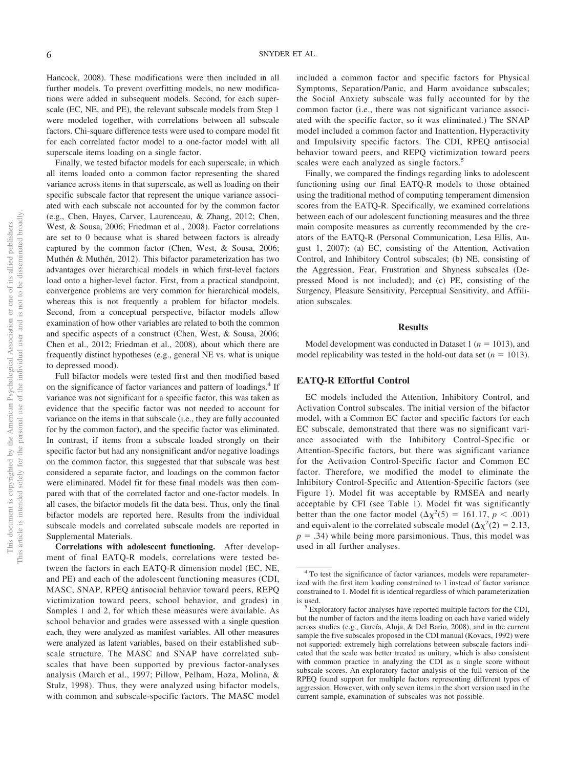Hancock, 2008). These modifications were then included in all further models. To prevent overfitting models, no new modifications were added in subsequent models. Second, for each superscale (EC, NE, and PE), the relevant subscale models from Step 1 were modeled together, with correlations between all subscale factors. Chi-square difference tests were used to compare model fit for each correlated factor model to a one-factor model with all superscale items loading on a single factor.

Finally, we tested bifactor models for each superscale, in which all items loaded onto a common factor representing the shared variance across items in that superscale, as well as loading on their specific subscale factor that represent the unique variance associated with each subscale not accounted for by the common factor (e.g., Chen, Hayes, Carver, Laurenceau, & Zhang, 2012; Chen, West, & Sousa, 2006; Friedman et al., 2008). Factor correlations are set to 0 because what is shared between factors is already captured by the common factor (Chen, West, & Sousa, 2006; Muthén & Muthén, 2012). This bifactor parameterization has two advantages over hierarchical models in which first-level factors load onto a higher-level factor. First, from a practical standpoint, convergence problems are very common for hierarchical models, whereas this is not frequently a problem for bifactor models. Second, from a conceptual perspective, bifactor models allow examination of how other variables are related to both the common and specific aspects of a construct (Chen, West, & Sousa, 2006; Chen et al., 2012; Friedman et al., 2008), about which there are frequently distinct hypotheses (e.g., general NE vs. what is unique to depressed mood).

Full bifactor models were tested first and then modified based on the significance of factor variances and pattern of loadings.[4] If variance was not significant for a specific factor, this was taken as evidence that the specific factor was not needed to account for variance on the items in that subscale (i.e., they are fully accounted for by the common factor), and the specific factor was eliminated. In contrast, if items from a subscale loaded strongly on their specific factor but had any nonsignificant and/or negative loadings on the common factor, this suggested that that subscale was best considered a separate factor, and loadings on the common factor were eliminated. Model fit for these final models was then compared with that of the correlated factor and one-factor models. In all cases, the bifactor models fit the data best. Thus, only the final bifactor models are reported here. Results from the individual subscale models and correlated subscale models are reported in Supplemental Materials.

**Correlations with adolescent functioning.** After development of final EATQ-R models, correlations were tested between the factors in each EATQ-R dimension model (EC, NE, and PE) and each of the adolescent functioning measures (CDI, MASC, SNAP, RPEQ antisocial behavior toward peers, REPQ victimization toward peers, school behavior, and grades) in Samples 1 and 2, for which these measures were available. As school behavior and grades were assessed with a single question each, they were analyzed as manifest variables. All other measures were analyzed as latent variables, based on their established subscale structure. The MASC and SNAP have correlated subscales that have been supported by previous factor-analyses analysis (March et al., 1997; Pillow, Pelham, Hoza, Molina, & Stulz, 1998). Thus, they were analyzed using bifactor models, with common and subscale-specific factors. The MASC model included a common factor and specific factors for Physical Symptoms, Separation/Panic, and Harm avoidance subscales; the Social Anxiety subscale was fully accounted for by the common factor (i.e., there was not significant variance associated with the specific factor, so it was eliminated.) The SNAP model included a common factor and Inattention, Hyperactivity and Impulsivity specific factors. The CDI, RPEQ antisocial behavior toward peers, and REPQ victimization toward peers scales were each analyzed as single factors.[5]

Finally, we compared the findings regarding links to adolescent functioning using our final EATQ-R models to those obtained using the traditional method of computing temperament dimension scores from the EATQ-R. Specifically, we examined correlations between each of our adolescent functioning measures and the three main composite measures as currently recommended by the creators of the EATQ-R (Personal Communication, Lesa Ellis, August 1, 2007): (a) EC, consisting of the Attention, Activation Control, and Inhibitory Control subscales; (b) NE, consisting of the Aggression, Fear, Frustration and Shyness subscales (Depressed Mood is not included); and (c) PE, consisting of the Surgency, Pleasure Sensitivity, Perceptual Sensitivity, and Affiliation subscales.

## Results

Model development was conducted in Dataset 1 ($n = 1013$), and model replicability was tested in the hold-out data set ($n = 1013$).

### EATQ-R Effortful Control

EC models included the Attention, Inhibitory Control, and Activation Control subscales. The initial version of the bifactor model, with a Common EC factor and specific factors for each EC subscale, demonstrated that there was no significant variance associated with the Inhibitory Control-Specific or Attention-Specific factors, but there was significant variance for the Activation Control-Specific factor and Common EC factor. Therefore, we modified the model to eliminate the Inhibitory Control-Specific and Attention-Specific factors (see Figure 1). Model fit was acceptable by RMSEA and nearly acceptable by CFI (see Table 1). Model fit was significantly better than the one factor model ($\Delta\chi^2(5) = 161.17$, $p < .001$) and equivalent to the correlated subscale model ($\Delta\chi^2(2) = 2.13$, $p = .34$) while being more parsimonious. Thus, this model was used in all further analyses.

---

[4] To test the significance of factor variances, models were reparameterized with the first item loading constrained to 1 instead of factor variance constrained to 1. Model fit is identical regardless of which parameterization is used.

[5] Exploratory factor analyses have reported multiple factors for the CDI, but the number of factors and the items loading on each have varied widely across studies (e.g., García, Aluja, & Del Bario, 2008), and in the current sample the five subscales proposed in the CDI manual (Kovacs, 1992) were not supported: extremely high correlations between subscale factors indicated that the scale was better treated as unitary, which is also consistent with common practice in analyzing the CDI as a single score without subscale scores. An exploratory factor analysis of the full version of the RPEQ found support for multiple factors representing different types of aggression. However, with only seven items in the short version used in the current sample, examination of subscales was not possible.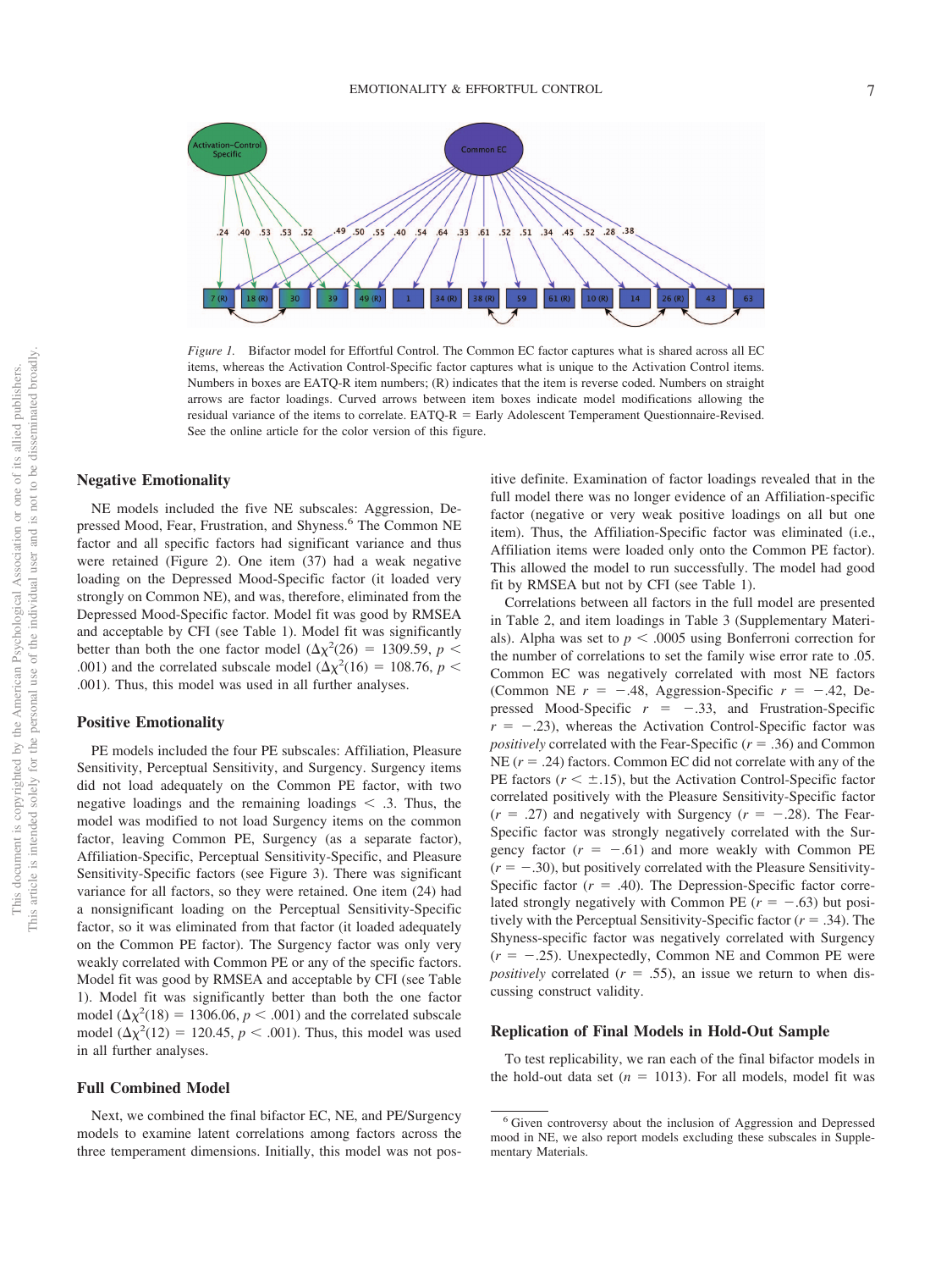*Figure 1.* Bifactor model for Effortful Control. The Common EC factor captures what is shared across all EC items, whereas the Activation Control-Specific factor captures what is unique to the Activation Control items. Numbers in boxes are EATQ-R item numbers; (R) indicates that the item is reverse coded. Numbers on straight arrows are factor loadings. Curved arrows between item boxes indicate model modifications allowing the residual variance of the items to correlate. EATQ-R = Early Adolescent Temperament Questionnaire-Revised. See the online article for the color version of this figure.

### Negative Emotionality

NE models included the five NE subscales: Aggression, Depressed Mood, Fear, Frustration, and Shyness.[6] The Common NE factor and all specific factors had significant variance and thus were retained (Figure 2). One item (37) had a weak negative loading on the Depressed Mood-Specific factor (it loaded very strongly on Common NE), and was, therefore, eliminated from the Depressed Mood-Specific factor. Model fit was good by RMSEA and acceptable by CFI (see Table 1). Model fit was significantly better than both the one factor model ($\Delta\chi^2(26) = 1309.59$, $p < .001$) and the correlated subscale model ($\Delta\chi^2(16) = 108.76$, $p < .001$). Thus, this model was used in all further analyses.

### Positive Emotionality

PE models included the four PE subscales: Affiliation, Pleasure Sensitivity, Perceptual Sensitivity, and Surgency. Surgency items did not load adequately on the Common PE factor, with two negative loadings and the remaining loadings $< .3$. Thus, the model was modified to not load Surgency items on the common factor, leaving Common PE, Surgency (as a separate factor), Affiliation-Specific, Perceptual Sensitivity-Specific, and Pleasure Sensitivity-Specific factors (see Figure 3). There was significant variance for all factors, so they were retained. One item (24) had a nonsignificant loading on the Perceptual Sensitivity-Specific factor, so it was eliminated from that factor (it loaded adequately on the Common PE factor). The Surgency factor was only very weakly correlated with Common PE or any of the specific factors. Model fit was good by RMSEA and acceptable by CFI (see Table 1). Model fit was significantly better than both the one factor model ($\Delta\chi^2(18) = 1306.06$, $p < .001$) and the correlated subscale model ($\Delta\chi^2(12) = 120.45$, $p < .001$). Thus, this model was used in all further analyses.

### Full Combined Model

Next, we combined the final bifactor EC, NE, and PE/Surgency models to examine latent correlations among factors across the three temperament dimensions. Initially, this model was not positive definite. Examination of factor loadings revealed that in the full model there was no longer evidence of an Affiliation-specific factor (negative or very weak positive loadings on all but one item). Thus, the Affiliation-Specific factor was eliminated (i.e., Affiliation items were loaded only onto the Common PE factor). This allowed the model to run successfully. The model had good fit by RMSEA but not by CFI (see Table 1).

Correlations between all factors in the full model are presented in Table 2, and item loadings in Table 3 (Supplementary Materials). Alpha was set to $p < .0005$ using Bonferroni correction for the number of correlations to set the family wise error rate to .05. Common EC was negatively correlated with most NE factors (Common NE $r = -.48$, Aggression-Specific $r = -.42$, Depressed Mood-Specific $r = -.33$, and Frustration-Specific $r = -.23$), whereas the Activation Control-Specific factor was *positively* correlated with the Fear-Specific ($r = .36$) and Common NE ($r = .24$) factors. Common EC did not correlate with any of the PE factors ($r < \pm.15$), but the Activation Control-Specific factor correlated positively with the Pleasure Sensitivity-Specific factor ($r = .27$) and negatively with Surgency ($r = -.28$). The Fear-Specific factor was strongly negatively correlated with the Surgency factor ($r = -.61$) and more weakly with Common PE ($r = -.30$), but positively correlated with the Pleasure Sensitivity-Specific factor ($r = .40$). The Depression-Specific factor correlated strongly negatively with Common PE ($r = -.63$) but positively with the Perceptual Sensitivity-Specific factor ($r = .34$). The Shyness-specific factor was negatively correlated with Surgency ($r = -.25$). Unexpectedly, Common NE and Common PE were *positively* correlated ($r = .55$), an issue we return to when discussing construct validity.

### Replication of Final Models in Hold-Out Sample

To test replicability, we ran each of the final bifactor models in the hold-out data set ($n = 1013$). For all models, model fit was

[6] Given controversy about the inclusion of Aggression and Depressed mood in NE, we also report models excluding these subscales in Supplementary Materials.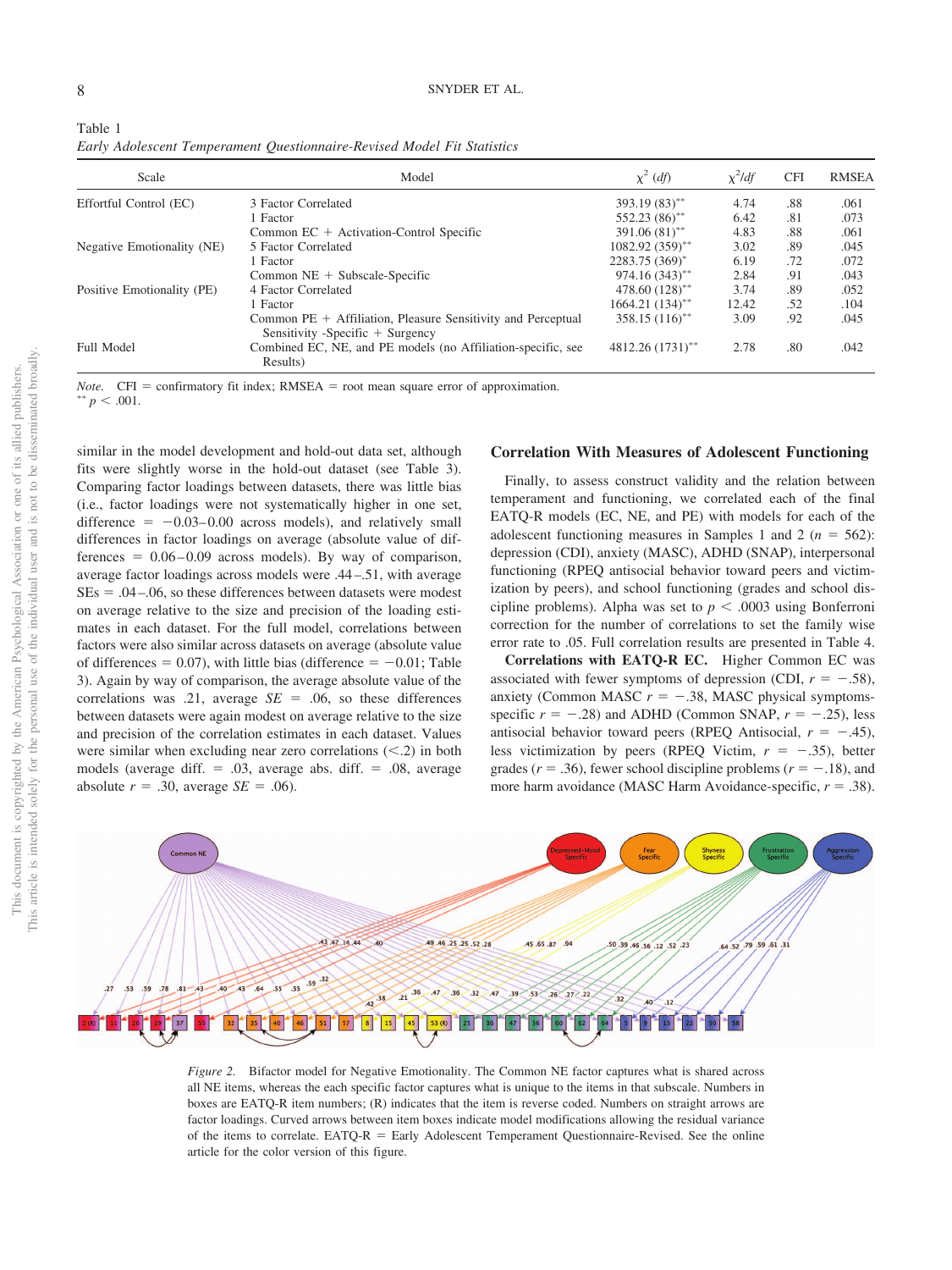Table 1
*Early Adolescent Temperament Questionnaire-Revised Model Fit Statistics*

| Scale | Model | $\chi^2$ (*df*) | $\chi^2/df$ | CFI | RMSEA |
|---|---|---|---|---|---|
| Effortful Control (EC) | 3 Factor Correlated | 393.19 (83)** | 4.74 | .88 | .061 |
| | 1 Factor | 552.23 (86)** | 6.42 | .81 | .073 |
| | Common EC + Activation-Control Specific | 391.06 (81)** | 4.83 | .88 | .061 |
| Negative Emotionality (NE) | 5 Factor Correlated | 1082.92 (359)** | 3.02 | .89 | .045 |
| | 1 Factor | 2283.75 (369)* | 6.19 | .72 | .072 |
| | Common NE + Subscale-Specific | 974.16 (343)** | 2.84 | .91 | .043 |
| Positive Emotionality (PE) | 4 Factor Correlated | 478.60 (128)** | 3.74 | .89 | .052 |
| | 1 Factor | 1664.21 (134)** | 12.42 | .52 | .104 |
| | Common PE + Affiliation, Pleasure Sensitivity and Perceptual Sensitivity -Specific + Surgency | 358.15 (116)** | 3.09 | .92 | .045 |
| Full Model | Combined EC, NE, and PE models (no Affiliation-specific, see Results) | 4812.26 (1731)** | 2.78 | .80 | .042 |

*Note.* CFI = confirmatory fit index; RMSEA = root mean square error of approximation.
** $p < .001$.

similar in the model development and hold-out data set, although fits were slightly worse in the hold-out dataset (see Table 3). Comparing factor loadings between datasets, there was little bias (i.e., factor loadings were not systematically higher in one set, difference = −0.03–0.00 across models), and relatively small differences in factor loadings on average (absolute value of differences = 0.06–0.09 across models). By way of comparison, average factor loadings across models were .44–.51, with average SEs = .04–.06, so these differences between datasets were modest on average relative to the size and precision of the loading estimates in each dataset. For the full model, correlations between factors were also similar across datasets on average (absolute value of differences = 0.07), with little bias (difference = −0.01; Table 3). Again by way of comparison, the average absolute value of the correlations was .21, average *SE* = .06, so these differences between datasets were again modest on average relative to the size and precision of the correlation estimates in each dataset. Values were similar when excluding near zero correlations (<.2) in both models (average diff. = .03, average abs. diff. = .08, average absolute *r* = .30, average *SE* = .06).

## Correlation With Measures of Adolescent Functioning

Finally, to assess construct validity and the relation between temperament and functioning, we correlated each of the final EATQ-R models (EC, NE, and PE) with models for each of the adolescent functioning measures in Samples 1 and 2 ($n = 562$): depression (CDI), anxiety (MASC), ADHD (SNAP), interpersonal functioning (RPEQ antisocial behavior toward peers and victimization by peers), and school functioning (grades and school discipline problems). Alpha was set to $p < .0003$ using Bonferroni correction for the number of correlations to set the family wise error rate to .05. Full correlation results are presented in Table 4.

**Correlations with EATQ-R EC.** Higher Common EC was associated with fewer symptoms of depression (CDI, $r = -.58$), anxiety (Common MASC $r = -.38$, MASC physical symptoms-specific $r = -.28$) and ADHD (Common SNAP, $r = -.25$), less antisocial behavior toward peers (RPEQ Antisocial, $r = -.45$), less victimization by peers (RPEQ Victim, $r = -.35$), better grades ($r = .36$), fewer school discipline problems ($r = -.18$), and more harm avoidance (MASC Harm Avoidance-specific, $r = .38$).

*Figure 2.* Bifactor model for Negative Emotionality. The Common NE factor captures what is shared across all NE items, whereas the each specific factor captures what is unique to the items in that subscale. Numbers in boxes are EATQ-R item numbers; (R) indicates that the item is reverse coded. Numbers on straight arrows are factor loadings. Curved arrows between item boxes indicate model modifications allowing the residual variance of the items to correlate. EATQ-R = Early Adolescent Temperament Questionnaire-Revised. See the online article for the color version of this figure.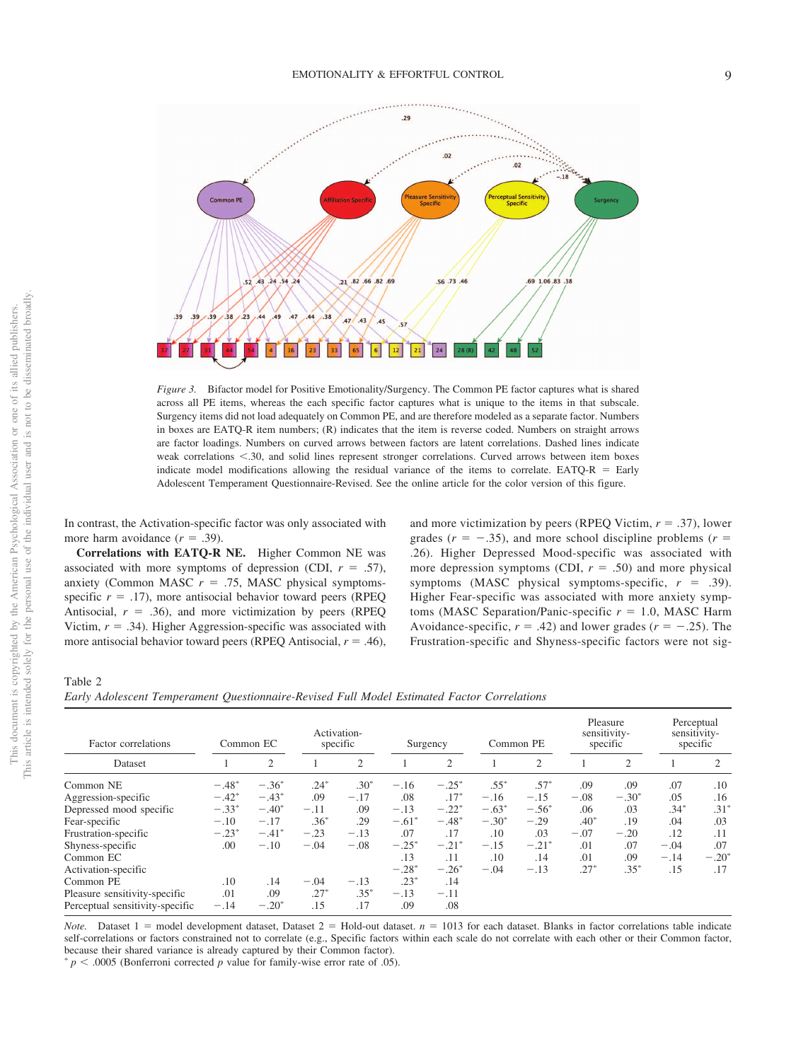*Figure 3.* Bifactor model for Positive Emotionality/Surgency. The Common PE factor captures what is shared across all PE items, whereas the each specific factor captures what is unique to the items in that subscale. Surgency items did not load adequately on Common PE, and are therefore modeled as a separate factor. Numbers in boxes are EATQ-R item numbers; (R) indicates that the item is reverse coded. Numbers on straight arrows are factor loadings. Numbers on curved arrows between factors are latent correlations. Dashed lines indicate weak correlations <.30, and solid lines represent stronger correlations. Curved arrows between item boxes indicate model modifications allowing the residual variance of the items to correlate. EATQ-R = Early Adolescent Temperament Questionnaire-Revised. See the online article for the color version of this figure.

In contrast, the Activation-specific factor was only associated with more harm avoidance ($r = .39$).

**Correlations with EATQ-R NE.** Higher Common NE was associated with more symptoms of depression (CDI, $r = .57$), anxiety (Common MASC $r = .75$, MASC physical symptoms-specific $r = .17$), more antisocial behavior toward peers (RPEQ Antisocial, $r = .36$), and more victimization by peers (RPEQ Victim, $r = .34$). Higher Aggression-specific was associated with more antisocial behavior toward peers (RPEQ Antisocial, $r = .46$), and more victimization by peers (RPEQ Victim, $r = .37$), lower grades ($r = -.35$), and more school discipline problems ($r = .26$). Higher Depressed Mood-specific was associated with more depression symptoms (CDI, $r = .50$) and more physical symptoms (MASC physical symptoms-specific, $r = .39$). Higher Fear-specific was associated with more anxiety symptoms (MASC Separation/Panic-specific $r = 1.0$, MASC Harm Avoidance-specific, $r = .42$) and lower grades ($r = -.25$). The Frustration-specific and Shyness-specific factors were not sig-

Table 2
*Early Adolescent Temperament Questionnaire-Revised Full Model Estimated Factor Correlations*

| Factor correlations | Common EC | | Activation-specific | | Surgency | | Common PE | | Pleasure sensitivity-specific | | Perceptual sensitivity-specific | |
|---|---|---|---|---|---|---|---|---|---|---|---|---|
| Dataset | 1 | 2 | 1 | 2 | 1 | 2 | 1 | 2 | 1 | 2 | 1 | 2 |
| Common NE | −.48* | −.36* | .24* | .30* | −.16 | −.25* | .55* | .57* | .09 | .09 | .07 | .10 |
| Aggression-specific | −.42* | −.43* | −.09 | −.17 | .08 | .17* | −.16 | −.15 | −.08 | −.30* | .05 | .16 |
| Depressed mood specific | −.33* | −.40* | −.11 | .09 | −.13 | −.22* | −.63* | −.56* | .06 | .03 | .34* | .31* |
| Fear-specific | −.10 | −.17 | .36* | .29 | −.61* | −.48* | −.30* | −.29 | .40* | .19 | .04 | .03 |
| Frustration-specific | −.23* | −.41* | −.23 | −.13 | .07 | .17 | .10 | .03 | −.07 | −.20 | .12 | .11 |
| Shyness-specific | .00 | −.10 | −.04 | −.08 | −.25* | −.21* | −.15 | −.21* | .01 | .07 | −.04 | .07 |
| Common EC | | | | | .13 | .11 | .10 | .14 | .01 | .09 | −.14 | −.20* |
| Activation-specific | | | | | −.28* | −.26* | −.04 | −.13 | .27* | .35* | .15 | .17 |
| Common PE | .10 | .14 | −.04 | −.13 | .23* | .14 | | | | | | |
| Pleasure sensitivity-specific | .01 | .09 | .27* | .35* | −.13 | −.11 | | | | | | |
| Perceptual sensitivity-specific | −.14 | −.20* | .15 | .17 | .09 | .08 | | | | | | |

*Note.* Dataset 1 = model development dataset, Dataset 2 = Hold-out dataset. $n = 1013$ for each dataset. Blanks in factor correlations table indicate self-correlations or factors constrained not to correlate (e.g., Specific factors within each scale do not correlate with each other or their Common factor, because their shared variance is already captured by their Common factor).
* $p < .0005$ (Bonferroni corrected $p$ value for family-wise error rate of .05).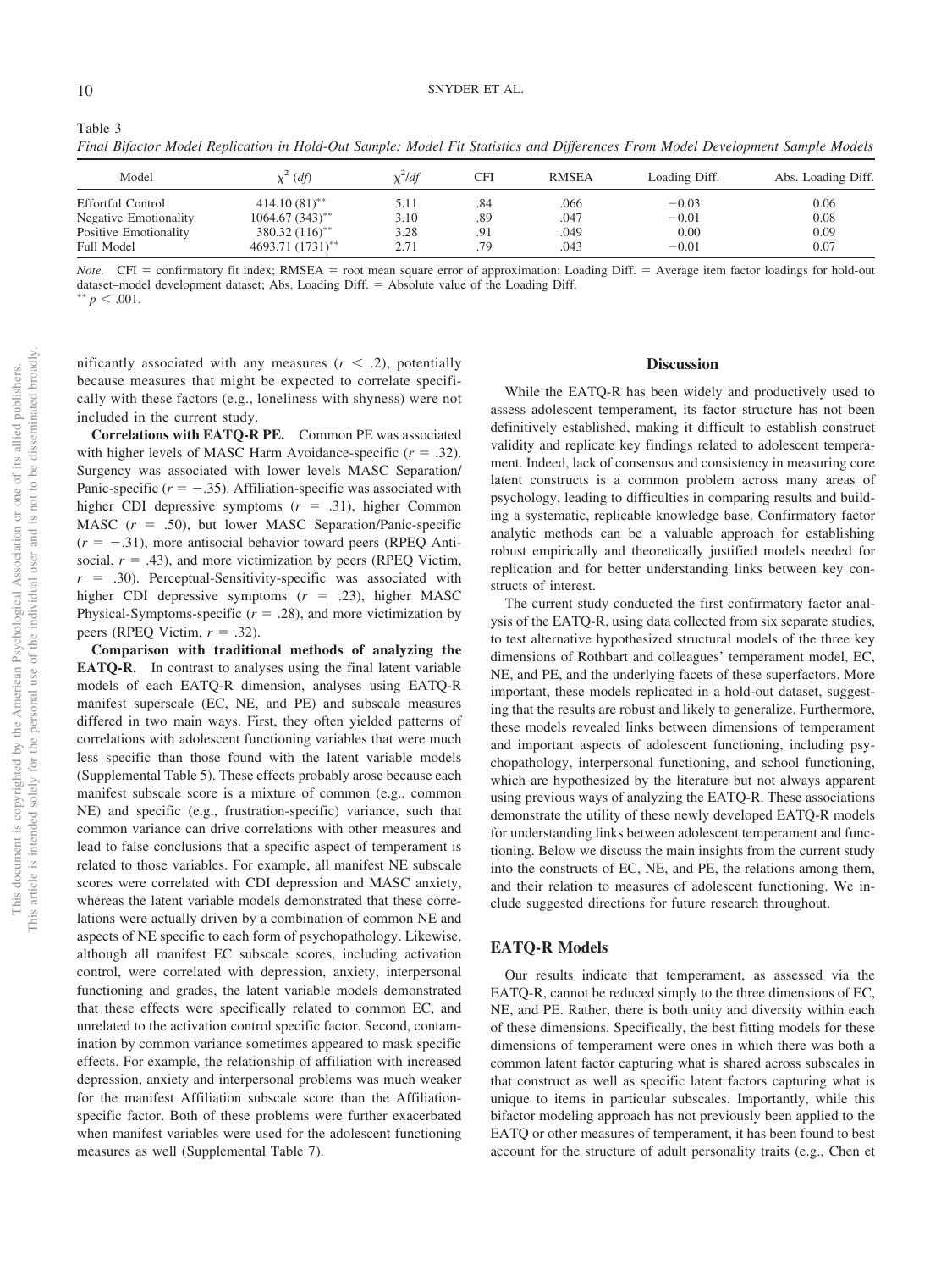Table 3
*Final Bifactor Model Replication in Hold-Out Sample: Model Fit Statistics and Differences From Model Development Sample Models*

| Model | $\chi^2$ (*df*) | $\chi^2$/*df* | CFI | RMSEA | Loading Diff. | Abs. Loading Diff. |
|---|---|---|---|---|---|---|
| Effortful Control | 414.10 (81)** | 5.11 | .84 | .066 | −0.03 | 0.06 |
| Negative Emotionality | 1064.67 (343)** | 3.10 | .89 | .047 | −0.01 | 0.08 |
| Positive Emotionality | 380.32 (116)** | 3.28 | .91 | .049 | 0.00 | 0.09 |
| Full Model | 4693.71 (1731)** | 2.71 | .79 | .043 | −0.01 | 0.07 |

*Note.* CFI = confirmatory fit index; RMSEA = root mean square error of approximation; Loading Diff. = Average item factor loadings for hold-out dataset–model development dataset; Abs. Loading Diff. = Absolute value of the Loading Diff.
** $p < .001$.

nificantly associated with any measures ($r < .2$), potentially because measures that might be expected to correlate specifically with these factors (e.g., loneliness with shyness) were not included in the current study.

**Correlations with EATQ-R PE.** Common PE was associated with higher levels of MASC Harm Avoidance-specific ($r = .32$). Surgency was associated with lower levels MASC Separation/Panic-specific ($r = -.35$). Affiliation-specific was associated with higher CDI depressive symptoms ($r = .31$), higher Common MASC ($r = .50$), but lower MASC Separation/Panic-specific ($r = -.31$), more antisocial behavior toward peers (RPEQ Antisocial, $r = .43$), and more victimization by peers (RPEQ Victim, $r = .30$). Perceptual-Sensitivity-specific was associated with higher CDI depressive symptoms ($r = .23$), higher MASC Physical-Symptoms-specific ($r = .28$), and more victimization by peers (RPEQ Victim, $r = .32$).

**Comparison with traditional methods of analyzing the EATQ-R.** In contrast to analyses using the final latent variable models of each EATQ-R dimension, analyses using EATQ-R manifest superscale (EC, NE, and PE) and subscale measures differed in two main ways. First, they often yielded patterns of correlations with adolescent functioning variables that were much less specific than those found with the latent variable models (Supplemental Table 5). These effects probably arose because each manifest subscale score is a mixture of common (e.g., common NE) and specific (e.g., frustration-specific) variance, such that common variance can drive correlations with other measures and lead to false conclusions that a specific aspect of temperament is related to those variables. For example, all manifest NE subscale scores were correlated with CDI depression and MASC anxiety, whereas the latent variable models demonstrated that these correlations were actually driven by a combination of common NE and aspects of NE specific to each form of psychopathology. Likewise, although all manifest EC subscale scores, including activation control, were correlated with depression, anxiety, interpersonal functioning and grades, the latent variable models demonstrated that these effects were specifically related to common EC, and unrelated to the activation control specific factor. Second, contamination by common variance sometimes appeared to mask specific effects. For example, the relationship of affiliation with increased depression, anxiety and interpersonal problems was much weaker for the manifest Affiliation subscale score than the Affiliation-specific factor. Both of these problems were further exacerbated when manifest variables were used for the adolescent functioning measures as well (Supplemental Table 7).

## Discussion

While the EATQ-R has been widely and productively used to assess adolescent temperament, its factor structure has not been definitively established, making it difficult to establish construct validity and replicate key findings related to adolescent temperament. Indeed, lack of consensus and consistency in measuring core latent constructs is a common problem across many areas of psychology, leading to difficulties in comparing results and building a systematic, replicable knowledge base. Confirmatory factor analytic methods can be a valuable approach for establishing robust empirically and theoretically justified models needed for replication and for better understanding links between key constructs of interest.

The current study conducted the first confirmatory factor analysis of the EATQ-R, using data collected from six separate studies, to test alternative hypothesized structural models of the three key dimensions of Rothbart and colleagues' temperament model, EC, NE, and PE, and the underlying facets of these superfactors. More important, these models replicated in a hold-out dataset, suggesting that the results are robust and likely to generalize. Furthermore, these models revealed links between dimensions of temperament and important aspects of adolescent functioning, including psychopathology, interpersonal functioning, and school functioning, which are hypothesized by the literature but not always apparent using previous ways of analyzing the EATQ-R. These associations demonstrate the utility of these newly developed EATQ-R models for understanding links between adolescent temperament and functioning. Below we discuss the main insights from the current study into the constructs of EC, NE, and PE, the relations among them, and their relation to measures of adolescent functioning. We include suggested directions for future research throughout.

### EATQ-R Models

Our results indicate that temperament, as assessed via the EATQ-R, cannot be reduced simply to the three dimensions of EC, NE, and PE. Rather, there is both unity and diversity within each of these dimensions. Specifically, the best fitting models for these dimensions of temperament were ones in which there was both a common latent factor capturing what is shared across subscales in that construct as well as specific latent factors capturing what is unique to items in particular subscales. Importantly, while this bifactor modeling approach has not previously been applied to the EATQ or other measures of temperament, it has been found to best account for the structure of adult personality traits (e.g., Chen et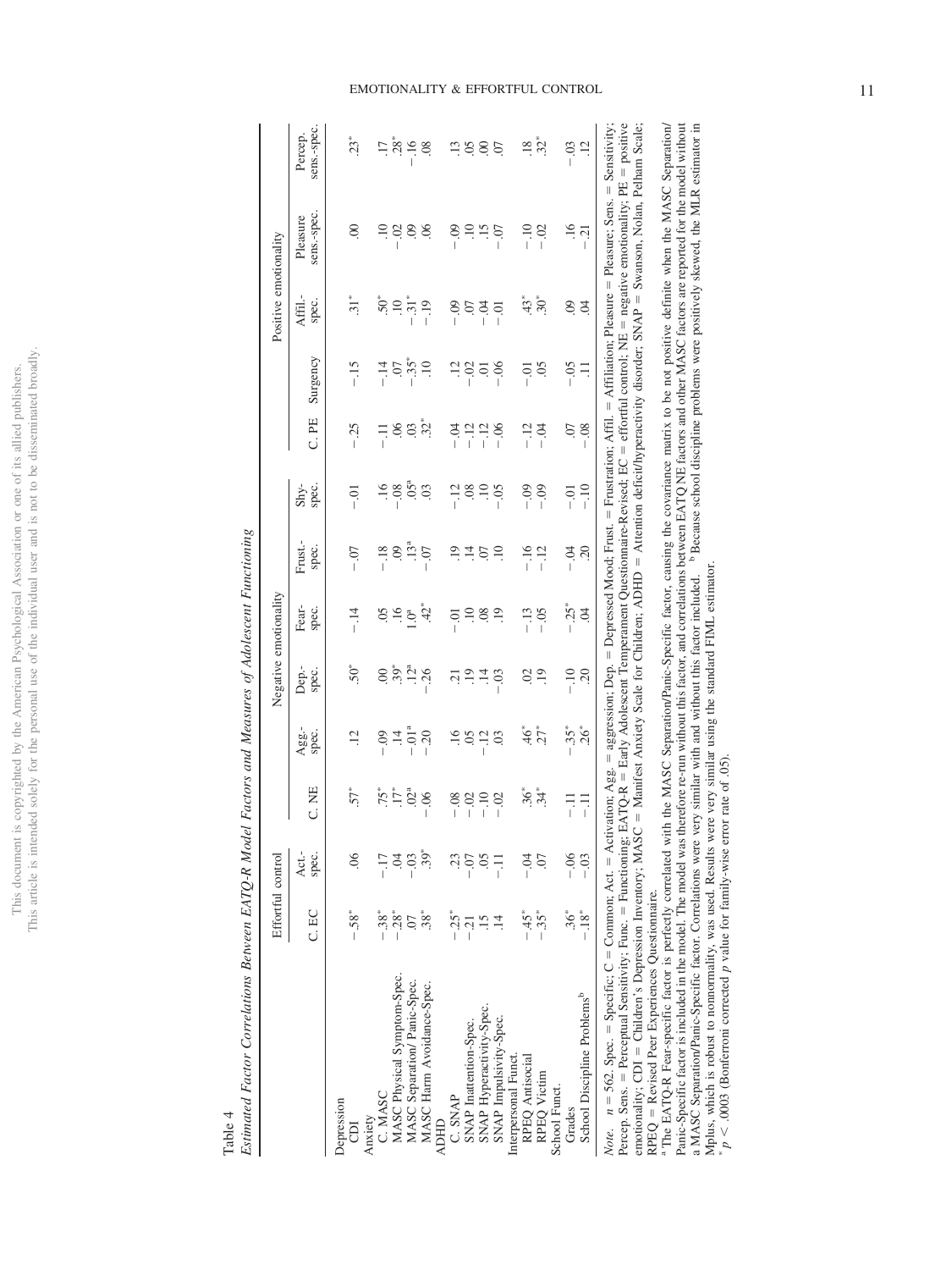Table 4

*Estimated Factor Correlations Between EATQ-R Model Factors and Measures of Adolescent Functioning*

| | Effortful control | | Negative emotionality | | | | | | Positive emotionality | | | | |
|---|---|---|---|---|---|---|---|---|---|---|---|---|---|
| | C. EC | Act.-spec. | C. NE | Agg.-spec. | Dep.-spec. | Fear-spec. | Frust.-spec. | Shy-spec. | C. PE | Surgency | Affil.-spec. | Pleasure sens.-spec. | Percep. sens.-spec. |
| Depression | | | | | | | | | | | | | |
| CDI | −.58* | .06 | .57* | .12 | .50* | −.14 | −.07 | −.01 | −.25 | −.15 | .31* | .00 | .23* |
| Anxiety | | | | | | | | | | | | | |
| C. MASC | −.38* | −.17 | .75* | −.09 | .00 | .05 | −.18 | .16 | −.11 | −.14 | .50* | .10 | .17 |
| MASC Physical Symptom-Spec. | −.28* | .04 | .17* | .14 | .39* | .16 | .09 | −.08 | .06 | .07 | .10 | −.02 | .28* |
| MASC Separation/ Panic-Spec. | .07 | −.03 | .02[a] | −.01[a] | .12[a] | 1.0[a] | .13[a] | .05[a] | .03 | −.35* | −.31* | .09 | −.16 |
| MASC Harm Avoidance-Spec. | .38* | .39* | −.06 | −.20 | −.26 | .42* | −.07 | .03 | .32* | .10 | −.19 | .06 | .08 |
| ADHD | | | | | | | | | | | | | |
| C. SNAP | −.25* | .23 | −.08 | .16 | .21 | −.01 | .19 | −.12 | −.04 | .12 | −.09 | −.09 | .13 |
| SNAP Inattention-Spec. | −.21 | −.07 | −.02 | .05 | .19 | .10 | .14 | .08 | −.12 | −.02 | .07 | .10 | .05 |
| SNAP Hyperactivity-Spec. | .15 | .05 | −.10 | −.12 | .14 | .08 | .07 | .10 | −.12 | .01 | −.04 | .15 | .00 |
| SNAP Impulsivity-Spec. | .14 | −.11 | −.02 | .03 | −.03 | .19 | .10 | −.05 | −.06 | −.06 | −.01 | −.07 | .07 |
| Interpersonal Funct. | | | | | | | | | | | | | |
| RPEQ Antisocial | −.45* | −.04 | .36* | .46* | .02 | −.13 | −.16 | −.09 | −.12 | −.01 | .43* | −.10 | .18 |
| RPEQ Victim | −.35* | .07 | .34* | .27* | .19 | −.05 | −.12 | −.09 | −.04 | .05 | .30* | −.02 | .32* |
| School Funct. | | | | | | | | | | | | | |
| Grades | .36* | −.06 | −.11 | −.35* | −.10 | −.25* | −.04 | −.01 | .07 | −.05 | .09 | .16 | −.03 |
| School Discipline Problems[b] | −.18* | −.03 | −.11 | .26* | .20 | .04 | .20 | −.10 | −.08 | .11 | .04 | −.21 | .12 |

*Note.* $n = 562$. Spec. = Specific; C = Common; Act. = Activation; Agg. = aggression; Dep. = Depressed Mood; Frust. = Frustration; Affil. = Affiliation; Pleasure = Pleasure; Sens. = Sensitivity; Percep. Sens. = Perceptual Sensitivity; Func. = Functioning; EATQ-R = Early Adolescent Temperament Questionnaire-Revised; EC = effortful control; NE = negative emotionality; PE = positive emotionality; CDI = Children's Depression Inventory; MASC = Manifest Anxiety Scale for Children; ADHD = Attention deficit/hyperactivity disorder; SNAP = Swanson, Nolan, Pelham Scale; RPEQ = Revised Peer Experiences Questionnaire.

[a] The EATQ-R Fear-specific factor is perfectly correlated with the MASC Separation/Panic-Specific factor, causing the covariance matrix to be not positive definite when the MASC Separation/Panic-Specific factor is included in the model. The model was therefore re-run without this factor, and correlations between EATQ NE factors and other MASC factors are reported for the model without a MASC Separation/Panic-Specific factor. Correlations were very similar with and without this factor included. [b] Because school discipline problems were positively skewed, the MLR estimator in Mplus, which is robust to nonnormality, was used. Results were very similar using the standard FIML estimator.

* $p < .0003$ (Bonferroni corrected $p$ value for family-wise error rate of .05).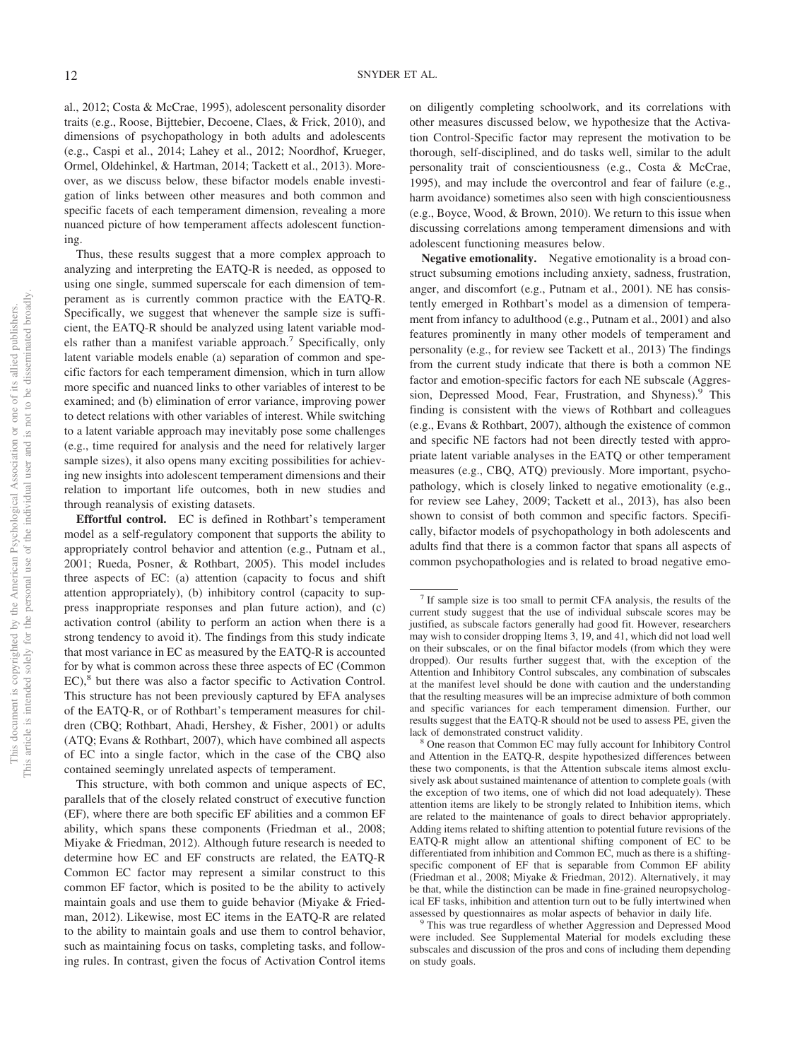al., 2012; Costa & McCrae, 1995), adolescent personality disorder traits (e.g., Roose, Bijttebier, Decoene, Claes, & Frick, 2010), and dimensions of psychopathology in both adults and adolescents (e.g., Caspi et al., 2014; Lahey et al., 2012; Noordhof, Krueger, Ormel, Oldehinkel, & Hartman, 2014; Tackett et al., 2013). Moreover, as we discuss below, these bifactor models enable investigation of links between other measures and both common and specific facets of each temperament dimension, revealing a more nuanced picture of how temperament affects adolescent functioning.

Thus, these results suggest that a more complex approach to analyzing and interpreting the EATQ-R is needed, as opposed to using one single, summed superscale for each dimension of temperament as is currently common practice with the EATQ-R. Specifically, we suggest that whenever the sample size is sufficient, the EATQ-R should be analyzed using latent variable models rather than a manifest variable approach.[7] Specifically, only latent variable models enable (a) separation of common and specific factors for each temperament dimension, which in turn allow more specific and nuanced links to other variables of interest to be examined; and (b) elimination of error variance, improving power to detect relations with other variables of interest. While switching to a latent variable approach may inevitably pose some challenges (e.g., time required for analysis and the need for relatively larger sample sizes), it also opens many exciting possibilities for achieving new insights into adolescent temperament dimensions and their relation to important life outcomes, both in new studies and through reanalysis of existing datasets.

**Effortful control.** EC is defined in Rothbart's temperament model as a self-regulatory component that supports the ability to appropriately control behavior and attention (e.g., Putnam et al., 2001; Rueda, Posner, & Rothbart, 2005). This model includes three aspects of EC: (a) attention (capacity to focus and shift attention appropriately), (b) inhibitory control (capacity to suppress inappropriate responses and plan future action), and (c) activation control (ability to perform an action when there is a strong tendency to avoid it). The findings from this study indicate that most variance in EC as measured by the EATQ-R is accounted for by what is common across these three aspects of EC (Common EC),[8] but there was also a factor specific to Activation Control. This structure has not been previously captured by EFA analyses of the EATQ-R, or of Rothbart's temperament measures for children (CBQ; Rothbart, Ahadi, Hershey, & Fisher, 2001) or adults (ATQ; Evans & Rothbart, 2007), which have combined all aspects of EC into a single factor, which in the case of the CBQ also contained seemingly unrelated aspects of temperament.

This structure, with both common and unique aspects of EC, parallels that of the closely related construct of executive function (EF), where there are both specific EF abilities and a common EF ability, which spans these components (Friedman et al., 2008; Miyake & Friedman, 2012). Although future research is needed to determine how EC and EF constructs are related, the EATQ-R Common EC factor may represent a similar construct to this common EF factor, which is posited to be the ability to actively maintain goals and use them to guide behavior (Miyake & Friedman, 2012). Likewise, most EC items in the EATQ-R are related to the ability to maintain goals and use them to control behavior, such as maintaining focus on tasks, completing tasks, and following rules. In contrast, given the focus of Activation Control items on diligently completing schoolwork, and its correlations with other measures discussed below, we hypothesize that the Activation Control-Specific factor may represent the motivation to be thorough, self-disciplined, and do tasks well, similar to the adult personality trait of conscientiousness (e.g., Costa & McCrae, 1995), and may include the overcontrol and fear of failure (e.g., harm avoidance) sometimes also seen with high conscientiousness (e.g., Boyce, Wood, & Brown, 2010). We return to this issue when discussing correlations among temperament dimensions and with adolescent functioning measures below.

**Negative emotionality.** Negative emotionality is a broad construct subsuming emotions including anxiety, sadness, frustration, anger, and discomfort (e.g., Putnam et al., 2001). NE has consistently emerged in Rothbart's model as a dimension of temperament from infancy to adulthood (e.g., Putnam et al., 2001) and also features prominently in many other models of temperament and personality (e.g., for review see Tackett et al., 2013) The findings from the current study indicate that there is both a common NE factor and emotion-specific factors for each NE subscale (Aggression, Depressed Mood, Fear, Frustration, and Shyness).[9] This finding is consistent with the views of Rothbart and colleagues (e.g., Evans & Rothbart, 2007), although the existence of common and specific NE factors had not been directly tested with appropriate latent variable analyses in the EATQ or other temperament measures (e.g., CBQ, ATQ) previously. More important, psychopathology, which is closely linked to negative emotionality (e.g., for review see Lahey, 2009; Tackett et al., 2013), has also been shown to consist of both common and specific factors. Specifically, bifactor models of psychopathology in both adolescents and adults find that there is a common factor that spans all aspects of common psychopathologies and is related to broad negative emo-

---

[7] If sample size is too small to permit CFA analysis, the results of the current study suggest that the use of individual subscale scores may be justified, as subscale factors generally had good fit. However, researchers may wish to consider dropping Items 3, 19, and 41, which did not load well on their subscales, or on the final bifactor models (from which they were dropped). Our results further suggest that, with the exception of the Attention and Inhibitory Control subscales, any combination of subscales at the manifest level should be done with caution and the understanding that the resulting measures will be an imprecise admixture of both common and specific variances for each temperament dimension. Further, our results suggest that the EATQ-R should not be used to assess PE, given the lack of demonstrated construct validity.

[8] One reason that Common EC may fully account for Inhibitory Control and Attention in the EATQ-R, despite hypothesized differences between these two components, is that the Attention subscale items almost exclusively ask about sustained maintenance of attention to complete goals (with the exception of two items, one of which did not load adequately). These attention items are likely to be strongly related to Inhibition items, which are related to the maintenance of goals to direct behavior appropriately. Adding items related to shifting attention to potential future revisions of the EATQ-R might allow an attentional shifting component of EC to be differentiated from inhibition and Common EC, much as there is a shifting-specific component of EF that is separable from Common EF ability (Friedman et al., 2008; Miyake & Friedman, 2012). Alternatively, it may be that, while the distinction can be made in fine-grained neuropsychological EF tasks, inhibition and attention turn out to be fully intertwined when assessed by questionnaires as molar aspects of behavior in daily life.

[9] This was true regardless of whether Aggression and Depressed Mood were included. See Supplemental Material for models excluding these subscales and discussion of the pros and cons of including them depending on study goals.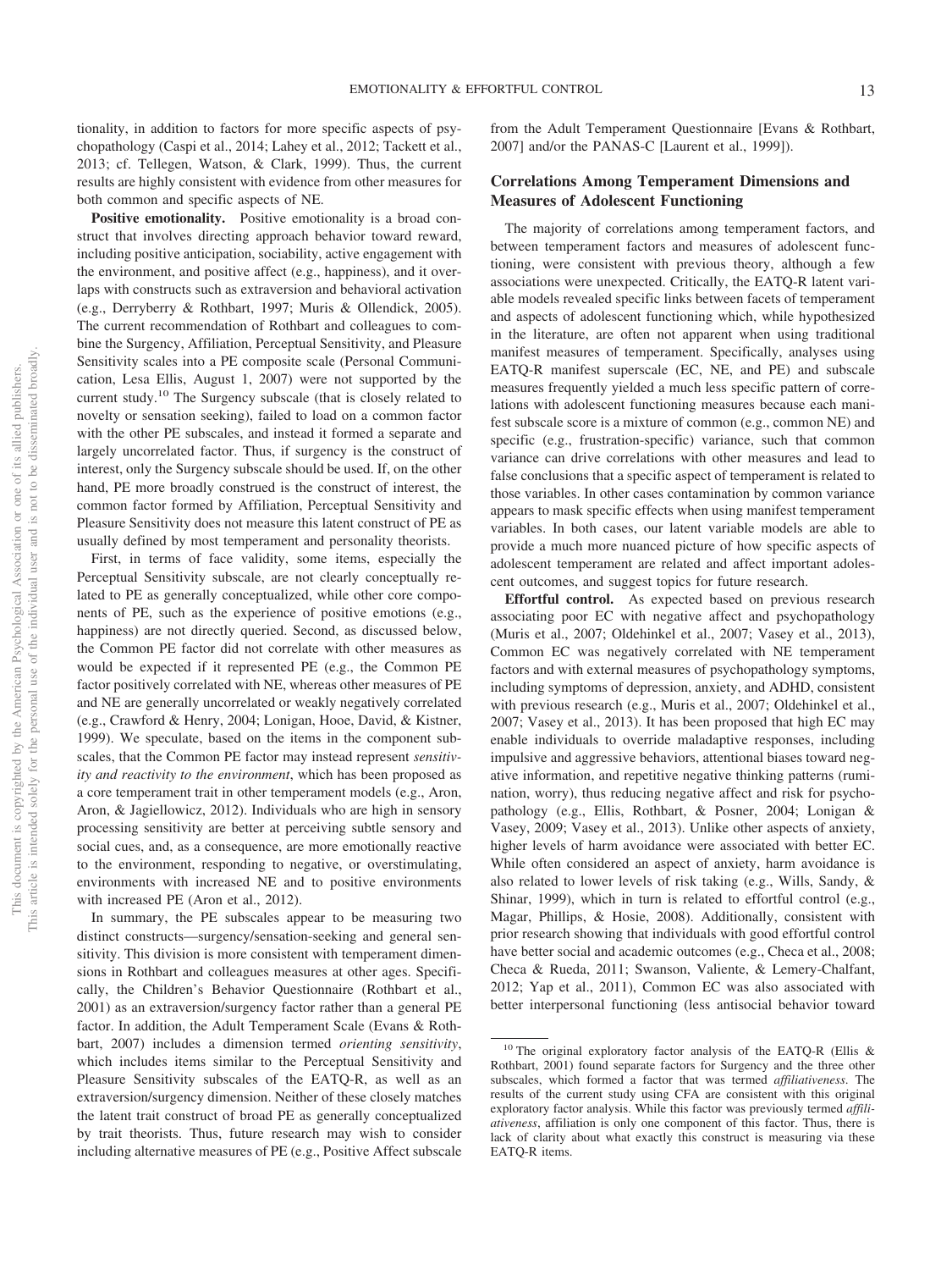tionality, in addition to factors for more specific aspects of psychopathology (Caspi et al., 2014; Lahey et al., 2012; Tackett et al., 2013; cf. Tellegen, Watson, & Clark, 1999). Thus, the current results are highly consistent with evidence from other measures for both common and specific aspects of NE.

**Positive emotionality.** Positive emotionality is a broad construct that involves directing approach behavior toward reward, including positive anticipation, sociability, active engagement with the environment, and positive affect (e.g., happiness), and it overlaps with constructs such as extraversion and behavioral activation (e.g., Derryberry & Rothbart, 1997; Muris & Ollendick, 2005). The current recommendation of Rothbart and colleagues to combine the Surgency, Affiliation, Perceptual Sensitivity, and Pleasure Sensitivity scales into a PE composite scale (Personal Communication, Lesa Ellis, August 1, 2007) were not supported by the current study.[10] The Surgency subscale (that is closely related to novelty or sensation seeking), failed to load on a common factor with the other PE subscales, and instead it formed a separate and largely uncorrelated factor. Thus, if surgency is the construct of interest, only the Surgency subscale should be used. If, on the other hand, PE more broadly construed is the construct of interest, the common factor formed by Affiliation, Perceptual Sensitivity and Pleasure Sensitivity does not measure this latent construct of PE as usually defined by most temperament and personality theorists.

First, in terms of face validity, some items, especially the Perceptual Sensitivity subscale, are not clearly conceptually related to PE as generally conceptualized, while other core components of PE, such as the experience of positive emotions (e.g., happiness) are not directly queried. Second, as discussed below, the Common PE factor did not correlate with other measures as would be expected if it represented PE (e.g., the Common PE factor positively correlated with NE, whereas other measures of PE and NE are generally uncorrelated or weakly negatively correlated (e.g., Crawford & Henry, 2004; Lonigan, Hooe, David, & Kistner, 1999). We speculate, based on the items in the component subscales, that the Common PE factor may instead represent *sensitivity and reactivity to the environment*, which has been proposed as a core temperament trait in other temperament models (e.g., Aron, Aron, & Jagiellowicz, 2012). Individuals who are high in sensory processing sensitivity are better at perceiving subtle sensory and social cues, and, as a consequence, are more emotionally reactive to the environment, responding to negative, or overstimulating, environments with increased NE and to positive environments with increased PE (Aron et al., 2012).

In summary, the PE subscales appear to be measuring two distinct constructs—surgency/sensation-seeking and general sensitivity. This division is more consistent with temperament dimensions in Rothbart and colleagues measures at other ages. Specifically, the Children's Behavior Questionnaire (Rothbart et al., 2001) as an extraversion/surgency factor rather than a general PE factor. In addition, the Adult Temperament Scale (Evans & Rothbart, 2007) includes a dimension termed *orienting sensitivity*, which includes items similar to the Perceptual Sensitivity and Pleasure Sensitivity subscales of the EATQ-R, as well as an extraversion/surgency dimension. Neither of these closely matches the latent trait construct of broad PE as generally conceptualized by trait theorists. Thus, future research may wish to consider including alternative measures of PE (e.g., Positive Affect subscale from the Adult Temperament Questionnaire [Evans & Rothbart, 2007] and/or the PANAS-C [Laurent et al., 1999]).

### Correlations Among Temperament Dimensions and Measures of Adolescent Functioning

The majority of correlations among temperament factors, and between temperament factors and measures of adolescent functioning, were consistent with previous theory, although a few associations were unexpected. Critically, the EATQ-R latent variable models revealed specific links between facets of temperament and aspects of adolescent functioning which, while hypothesized in the literature, are often not apparent when using traditional manifest measures of temperament. Specifically, analyses using EATQ-R manifest superscale (EC, NE, and PE) and subscale measures frequently yielded a much less specific pattern of correlations with adolescent functioning measures because each manifest subscale score is a mixture of common (e.g., common NE) and specific (e.g., frustration-specific) variance, such that common variance can drive correlations with other measures and lead to false conclusions that a specific aspect of temperament is related to those variables. In other cases contamination by common variance appears to mask specific effects when using manifest temperament variables. In both cases, our latent variable models are able to provide a much more nuanced picture of how specific aspects of adolescent temperament are related and affect important adolescent outcomes, and suggest topics for future research.

**Effortful control.** As expected based on previous research associating poor EC with negative affect and psychopathology (Muris et al., 2007; Oldehinkel et al., 2007; Vasey et al., 2013), Common EC was negatively correlated with NE temperament factors and with external measures of psychopathology symptoms, including symptoms of depression, anxiety, and ADHD, consistent with previous research (e.g., Muris et al., 2007; Oldehinkel et al., 2007; Vasey et al., 2013). It has been proposed that high EC may enable individuals to override maladaptive responses, including impulsive and aggressive behaviors, attentional biases toward negative information, and repetitive negative thinking patterns (rumination, worry), thus reducing negative affect and risk for psychopathology (e.g., Ellis, Rothbart, & Posner, 2004; Lonigan & Vasey, 2009; Vasey et al., 2013). Unlike other aspects of anxiety, higher levels of harm avoidance were associated with better EC. While often considered an aspect of anxiety, harm avoidance is also related to lower levels of risk taking (e.g., Wills, Sandy, & Shinar, 1999), which in turn is related to effortful control (e.g., Magar, Phillips, & Hosie, 2008). Additionally, consistent with prior research showing that individuals with good effortful control have better social and academic outcomes (e.g., Checa et al., 2008; Checa & Rueda, 2011; Swanson, Valiente, & Lemery-Chalfant, 2012; Yap et al., 2011), Common EC was also associated with better interpersonal functioning (less antisocial behavior toward

[10] The original exploratory factor analysis of the EATQ-R (Ellis & Rothbart, 2001) found separate factors for Surgency and the three other subscales, which formed a factor that was termed *affiliativeness*. The results of the current study using CFA are consistent with this original exploratory factor analysis. While this factor was previously termed *affiliativeness*, affiliation is only one component of this factor. Thus, there is lack of clarity about what exactly this construct is measuring via these EATQ-R items.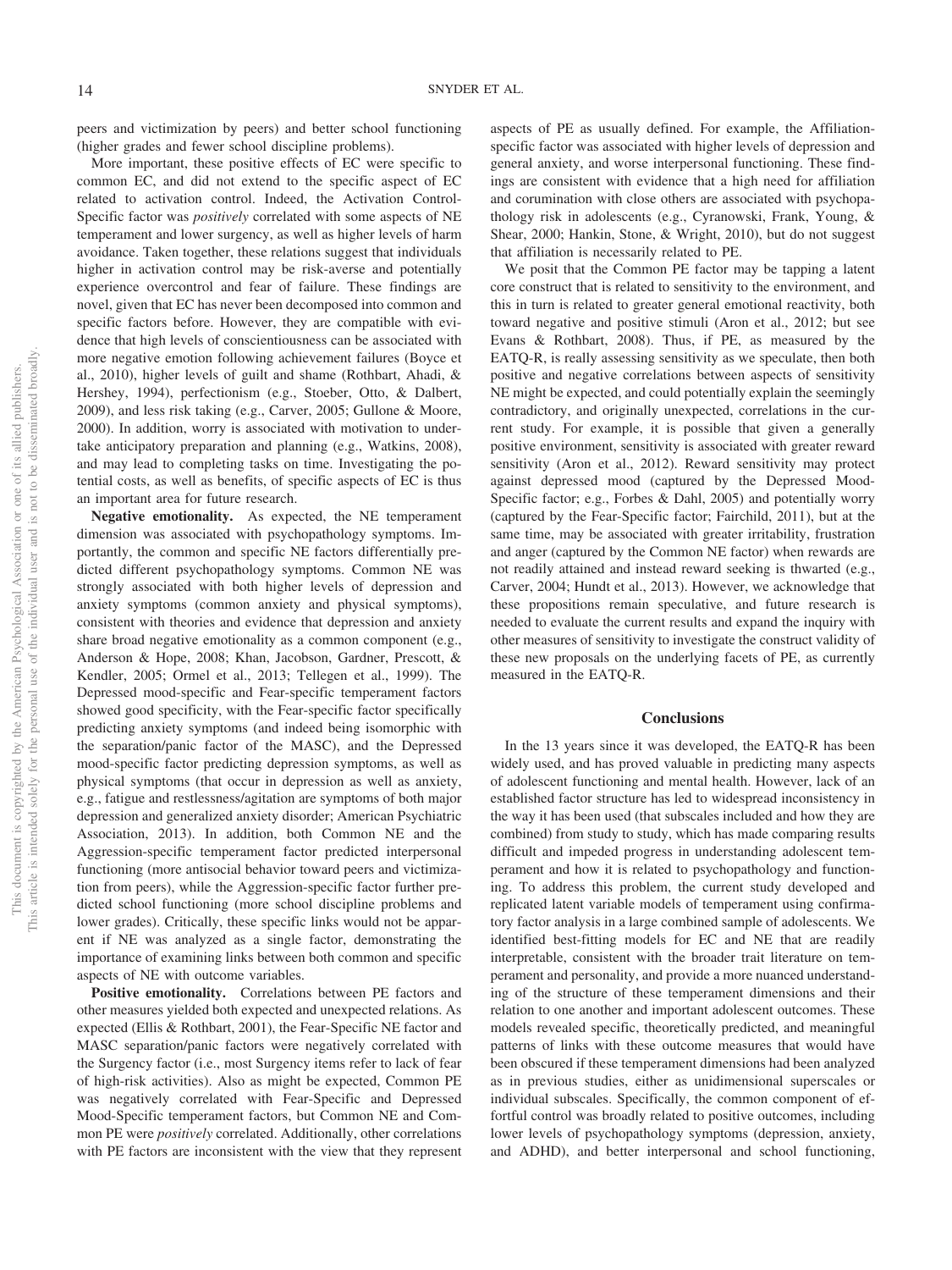peers and victimization by peers) and better school functioning (higher grades and fewer school discipline problems).

More important, these positive effects of EC were specific to common EC, and did not extend to the specific aspect of EC related to activation control. Indeed, the Activation Control-Specific factor was *positively* correlated with some aspects of NE temperament and lower surgency, as well as higher levels of harm avoidance. Taken together, these relations suggest that individuals higher in activation control may be risk-averse and potentially experience overcontrol and fear of failure. These findings are novel, given that EC has never been decomposed into common and specific factors before. However, they are compatible with evidence that high levels of conscientiousness can be associated with more negative emotion following achievement failures (Boyce et al., 2010), higher levels of guilt and shame (Rothbart, Ahadi, & Hershey, 1994), perfectionism (e.g., Stoeber, Otto, & Dalbert, 2009), and less risk taking (e.g., Carver, 2005; Gullone & Moore, 2000). In addition, worry is associated with motivation to undertake anticipatory preparation and planning (e.g., Watkins, 2008), and may lead to completing tasks on time. Investigating the potential costs, as well as benefits, of specific aspects of EC is thus an important area for future research.

**Negative emotionality.** As expected, the NE temperament dimension was associated with psychopathology symptoms. Importantly, the common and specific NE factors differentially predicted different psychopathology symptoms. Common NE was strongly associated with both higher levels of depression and anxiety symptoms (common anxiety and physical symptoms), consistent with theories and evidence that depression and anxiety share broad negative emotionality as a common component (e.g., Anderson & Hope, 2008; Khan, Jacobson, Gardner, Prescott, & Kendler, 2005; Ormel et al., 2013; Tellegen et al., 1999). The Depressed mood-specific and Fear-specific temperament factors showed good specificity, with the Fear-specific factor specifically predicting anxiety symptoms (and indeed being isomorphic with the separation/panic factor of the MASC), and the Depressed mood-specific factor predicting depression symptoms, as well as physical symptoms (that occur in depression as well as anxiety, e.g., fatigue and restlessness/agitation are symptoms of both major depression and generalized anxiety disorder; American Psychiatric Association, 2013). In addition, both Common NE and the Aggression-specific temperament factor predicted interpersonal functioning (more antisocial behavior toward peers and victimization from peers), while the Aggression-specific factor further predicted school functioning (more school discipline problems and lower grades). Critically, these specific links would not be apparent if NE was analyzed as a single factor, demonstrating the importance of examining links between both common and specific aspects of NE with outcome variables.

**Positive emotionality.** Correlations between PE factors and other measures yielded both expected and unexpected relations. As expected (Ellis & Rothbart, 2001), the Fear-Specific NE factor and MASC separation/panic factors were negatively correlated with the Surgency factor (i.e., most Surgency items refer to lack of fear of high-risk activities). Also as might be expected, Common PE was negatively correlated with Fear-Specific and Depressed Mood-Specific temperament factors, but Common NE and Common PE were *positively* correlated. Additionally, other correlations with PE factors are inconsistent with the view that they represent aspects of PE as usually defined. For example, the Affiliation-specific factor was associated with higher levels of depression and general anxiety, and worse interpersonal functioning. These findings are consistent with evidence that a high need for affiliation and corumination with close others are associated with psychopathology risk in adolescents (e.g., Cyranowski, Frank, Young, & Shear, 2000; Hankin, Stone, & Wright, 2010), but do not suggest that affiliation is necessarily related to PE.

We posit that the Common PE factor may be tapping a latent core construct that is related to sensitivity to the environment, and this in turn is related to greater general emotional reactivity, both toward negative and positive stimuli (Aron et al., 2012; but see Evans & Rothbart, 2008). Thus, if PE, as measured by the EATQ-R, is really assessing sensitivity as we speculate, then both positive and negative correlations between aspects of sensitivity NE might be expected, and could potentially explain the seemingly contradictory, and originally unexpected, correlations in the current study. For example, it is possible that given a generally positive environment, sensitivity is associated with greater reward sensitivity (Aron et al., 2012). Reward sensitivity may protect against depressed mood (captured by the Depressed Mood-Specific factor; e.g., Forbes & Dahl, 2005) and potentially worry (captured by the Fear-Specific factor; Fairchild, 2011), but at the same time, may be associated with greater irritability, frustration and anger (captured by the Common NE factor) when rewards are not readily attained and instead reward seeking is thwarted (e.g., Carver, 2004; Hundt et al., 2013). However, we acknowledge that these propositions remain speculative, and future research is needed to evaluate the current results and expand the inquiry with other measures of sensitivity to investigate the construct validity of these new proposals on the underlying facets of PE, as currently measured in the EATQ-R.

## Conclusions

In the 13 years since it was developed, the EATQ-R has been widely used, and has proved valuable in predicting many aspects of adolescent functioning and mental health. However, lack of an established factor structure has led to widespread inconsistency in the way it has been used (that subscales included and how they are combined) from study to study, which has made comparing results difficult and impeded progress in understanding adolescent temperament and how it is related to psychopathology and functioning. To address this problem, the current study developed and replicated latent variable models of temperament using confirmatory factor analysis in a large combined sample of adolescents. We identified best-fitting models for EC and NE that are readily interpretable, consistent with the broader trait literature on temperament and personality, and provide a more nuanced understanding of the structure of these temperament dimensions and their relation to one another and important adolescent outcomes. These models revealed specific, theoretically predicted, and meaningful patterns of links with these outcome measures that would have been obscured if these temperament dimensions had been analyzed as in previous studies, either as unidimensional superscales or individual subscales. Specifically, the common component of effortful control was broadly related to positive outcomes, including lower levels of psychopathology symptoms (depression, anxiety, and ADHD), and better interpersonal and school functioning,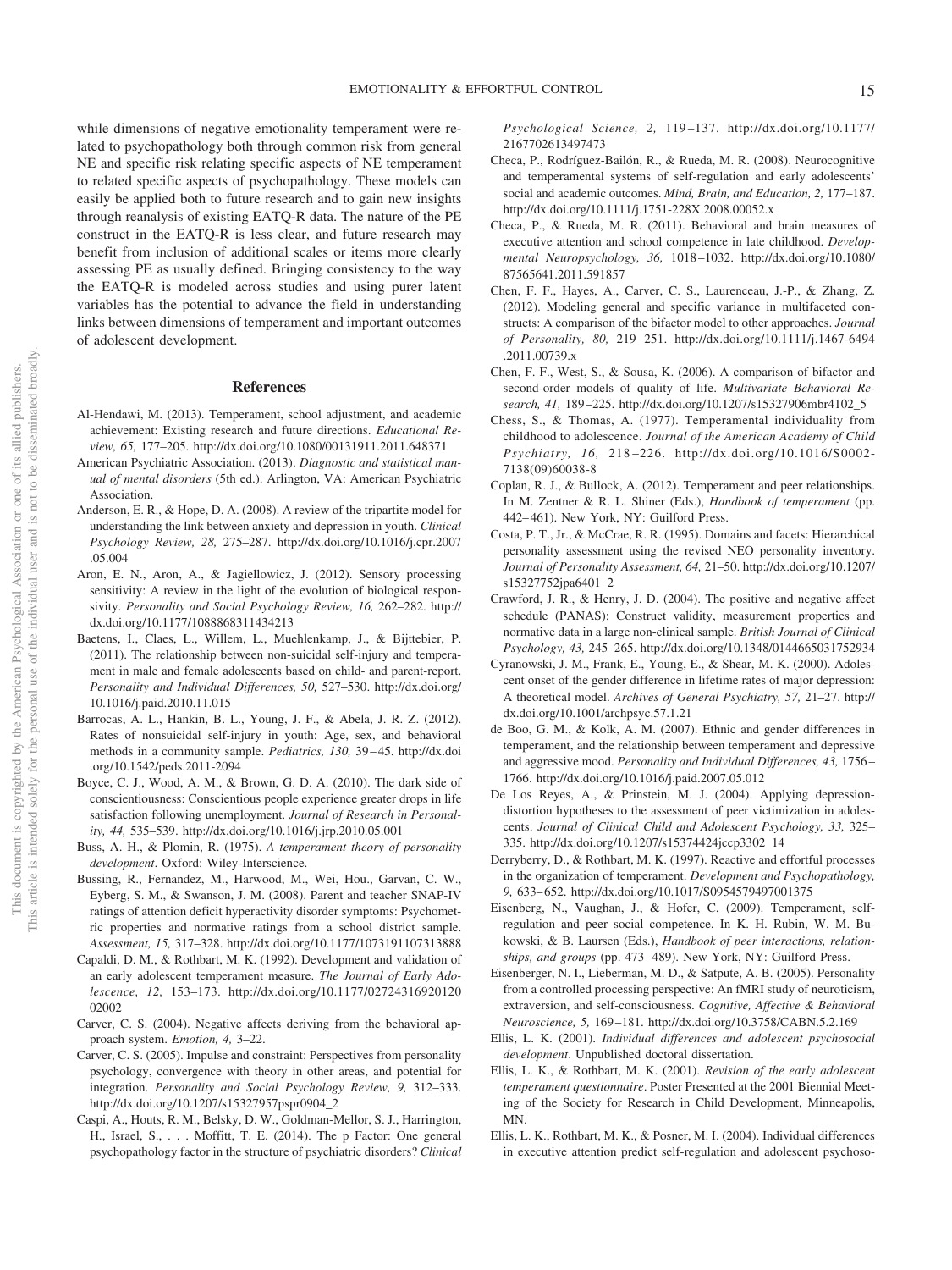while dimensions of negative emotionality temperament were related to psychopathology both through common risk from general NE and specific risk relating specific aspects of NE temperament to related specific aspects of psychopathology. These models can easily be applied both to future research and to gain new insights through reanalysis of existing EATQ-R data. The nature of the PE construct in the EATQ-R is less clear, and future research may benefit from inclusion of additional scales or items more clearly assessing PE as usually defined. Bringing consistency to the way the EATQ-R is modeled across studies and using purer latent variables has the potential to advance the field in understanding links between dimensions of temperament and important outcomes of adolescent development.

## References

Al-Hendawi, M. (2013). Temperament, school adjustment, and academic achievement: Existing research and future directions. *Educational Review, 65,* 177–205. http://dx.doi.org/10.1080/00131911.2011.648371

American Psychiatric Association. (2013). *Diagnostic and statistical manual of mental disorders* (5th ed.). Arlington, VA: American Psychiatric Association.

Anderson, E. R., & Hope, D. A. (2008). A review of the tripartite model for understanding the link between anxiety and depression in youth. *Clinical Psychology Review, 28,* 275–287. http://dx.doi.org/10.1016/j.cpr.2007.05.004

Aron, E. N., Aron, A., & Jagiellowicz, J. (2012). Sensory processing sensitivity: A review in the light of the evolution of biological responsivity. *Personality and Social Psychology Review, 16,* 262–282. http://dx.doi.org/10.1177/1088868311434213

Baetens, I., Claes, L., Willem, L., Muehlenkamp, J., & Bijttebier, P. (2011). The relationship between non-suicidal self-injury and temperament in male and female adolescents based on child- and parent-report. *Personality and Individual Differences, 50,* 527–530. http://dx.doi.org/10.1016/j.paid.2010.11.015

Barrocas, A. L., Hankin, B. L., Young, J. F., & Abela, J. R. Z. (2012). Rates of nonsuicidal self-injury in youth: Age, sex, and behavioral methods in a community sample. *Pediatrics, 130,* 39–45. http://dx.doi.org/10.1542/peds.2011-2094

Boyce, C. J., Wood, A. M., & Brown, G. D. A. (2010). The dark side of conscientiousness: Conscientious people experience greater drops in life satisfaction following unemployment. *Journal of Research in Personality, 44,* 535–539. http://dx.doi.org/10.1016/j.jrp.2010.05.001

Buss, A. H., & Plomin, R. (1975). *A temperament theory of personality development*. Oxford: Wiley-Interscience.

Bussing, R., Fernandez, M., Harwood, M., Wei, Hou., Garvan, C. W., Eyberg, S. M., & Swanson, J. M. (2008). Parent and teacher SNAP-IV ratings of attention deficit hyperactivity disorder symptoms: Psychometric properties and normative ratings from a school district sample. *Assessment, 15,* 317–328. http://dx.doi.org/10.1177/1073191107313888

Capaldi, D. M., & Rothbart, M. K. (1992). Development and validation of an early adolescent temperament measure. *The Journal of Early Adolescence, 12,* 153–173. http://dx.doi.org/10.1177/0272431692012002002

Carver, C. S. (2004). Negative affects deriving from the behavioral approach system. *Emotion, 4,* 3–22.

Carver, C. S. (2005). Impulse and constraint: Perspectives from personality psychology, convergence with theory in other areas, and potential for integration. *Personality and Social Psychology Review, 9,* 312–333. http://dx.doi.org/10.1207/s15327957pspr0904_2

Caspi, A., Houts, R. M., Belsky, D. W., Goldman-Mellor, S. J., Harrington, H., Israel, S., . . . Moffitt, T. E. (2014). The p Factor: One general psychopathology factor in the structure of psychiatric disorders? *Clinical Psychological Science, 2,* 119–137. http://dx.doi.org/10.1177/2167702613497473

Checa, P., Rodríguez-Bailón, R., & Rueda, M. R. (2008). Neurocognitive and temperamental systems of self-regulation and early adolescents' social and academic outcomes. *Mind, Brain, and Education, 2,* 177–187. http://dx.doi.org/10.1111/j.1751-228X.2008.00052.x

Checa, P., & Rueda, M. R. (2011). Behavioral and brain measures of executive attention and school competence in late childhood. *Developmental Neuropsychology, 36,* 1018–1032. http://dx.doi.org/10.1080/87565641.2011.591857

Chen, F. F., Hayes, A., Carver, C. S., Laurenceau, J.-P., & Zhang, Z. (2012). Modeling general and specific variance in multifaceted constructs: A comparison of the bifactor model to other approaches. *Journal of Personality, 80,* 219–251. http://dx.doi.org/10.1111/j.1467-6494.2011.00739.x

Chen, F. F., West, S., & Sousa, K. (2006). A comparison of bifactor and second-order models of quality of life. *Multivariate Behavioral Research, 41,* 189–225. http://dx.doi.org/10.1207/s15327906mbr4102_5

Chess, S., & Thomas, A. (1977). Temperamental individuality from childhood to adolescence. *Journal of the American Academy of Child Psychiatry, 16,* 218–226. http://dx.doi.org/10.1016/S0002-7138(09)60038-8

Coplan, R. J., & Bullock, A. (2012). Temperament and peer relationships. In M. Zentner & R. L. Shiner (Eds.), *Handbook of temperament* (pp. 442–461). New York, NY: Guilford Press.

Costa, P. T., Jr., & McCrae, R. R. (1995). Domains and facets: Hierarchical personality assessment using the revised NEO personality inventory. *Journal of Personality Assessment, 64,* 21–50. http://dx.doi.org/10.1207/s15327752jpa6401_2

Crawford, J. R., & Henry, J. D. (2004). The positive and negative affect schedule (PANAS): Construct validity, measurement properties and normative data in a large non-clinical sample. *British Journal of Clinical Psychology, 43,* 245–265. http://dx.doi.org/10.1348/0144665031752934

Cyranowski, J. M., Frank, E., Young, E., & Shear, M. K. (2000). Adolescent onset of the gender difference in lifetime rates of major depression: A theoretical model. *Archives of General Psychiatry, 57,* 21–27. http://dx.doi.org/10.1001/archpsyc.57.1.21

de Boo, G. M., & Kolk, A. M. (2007). Ethnic and gender differences in temperament, and the relationship between temperament and depressive and aggressive mood. *Personality and Individual Differences, 43,* 1756–1766. http://dx.doi.org/10.1016/j.paid.2007.05.012

De Los Reyes, A., & Prinstein, M. J. (2004). Applying depression-distortion hypotheses to the assessment of peer victimization in adolescents. *Journal of Clinical Child and Adolescent Psychology, 33,* 325–335. http://dx.doi.org/10.1207/s15374424jccp3302_14

Derryberry, D., & Rothbart, M. K. (1997). Reactive and effortful processes in the organization of temperament. *Development and Psychopathology, 9,* 633–652. http://dx.doi.org/10.1017/S0954579497001375

Eisenberg, N., Vaughan, J., & Hofer, C. (2009). Temperament, self-regulation and peer social competence. In K. H. Rubin, W. M. Bukowski, & B. Laursen (Eds.), *Handbook of peer interactions, relationships, and groups* (pp. 473–489). New York, NY: Guilford Press.

Eisenberger, N. I., Lieberman, M. D., & Satpute, A. B. (2005). Personality from a controlled processing perspective: An fMRI study of neuroticism, extraversion, and self-consciousness. *Cognitive, Affective & Behavioral Neuroscience, 5,* 169–181. http://dx.doi.org/10.3758/CABN.5.2.169

Ellis, L. K. (2001). *Individual differences and adolescent psychosocial development*. Unpublished doctoral dissertation.

Ellis, L. K., & Rothbart, M. K. (2001). *Revision of the early adolescent temperament questionnaire*. Poster Presented at the 2001 Biennial Meeting of the Society for Research in Child Development, Minneapolis, MN.

Ellis, L. K., Rothbart, M. K., & Posner, M. I. (2004). Individual differences in executive attention predict self-regulation and adolescent psychoso-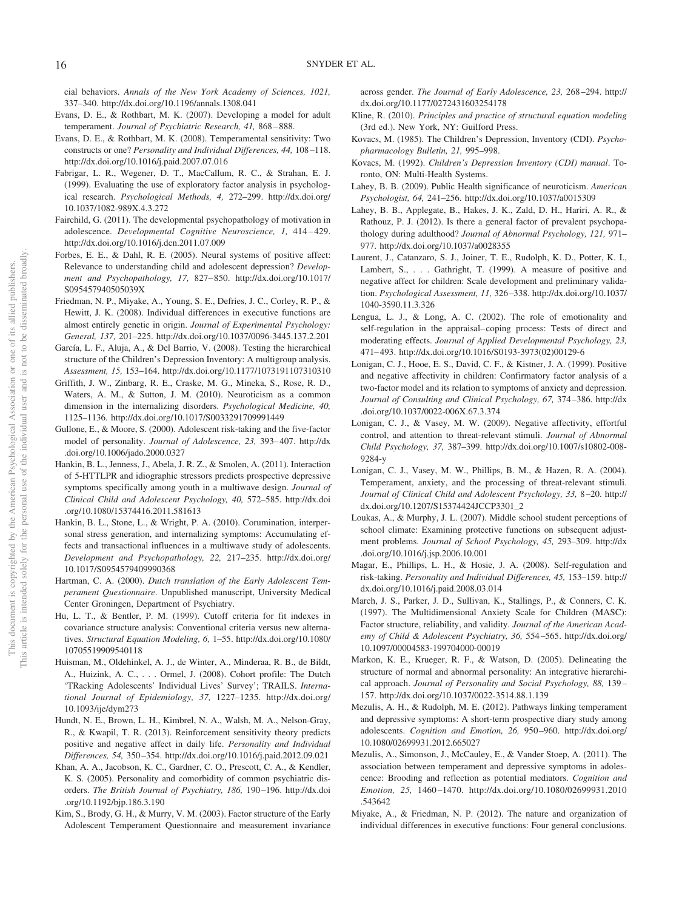cial behaviors. *Annals of the New York Academy of Sciences, 1021,* 337–340. http://dx.doi.org/10.1196/annals.1308.041

Evans, D. E., & Rothbart, M. K. (2007). Developing a model for adult temperament. *Journal of Psychiatric Research, 41,* 868–888.

Evans, D. E., & Rothbart, M. K. (2008). Temperamental sensitivity: Two constructs or one? *Personality and Individual Differences, 44,* 108–118. http://dx.doi.org/10.1016/j.paid.2007.07.016

Fabrigar, L. R., Wegener, D. T., MacCallum, R. C., & Strahan, E. J. (1999). Evaluating the use of exploratory factor analysis in psychological research. *Psychological Methods, 4,* 272–299. http://dx.doi.org/10.1037/1082-989X.4.3.272

Fairchild, G. (2011). The developmental psychopathology of motivation in adolescence. *Developmental Cognitive Neuroscience, 1,* 414–429. http://dx.doi.org/10.1016/j.dcn.2011.07.009

Forbes, E. E., & Dahl, R. E. (2005). Neural systems of positive affect: Relevance to understanding child and adolescent depression? *Development and Psychopathology, 17,* 827–850. http://dx.doi.org/10.1017/S095457940505039X

Friedman, N. P., Miyake, A., Young, S. E., Defries, J. C., Corley, R. P., & Hewitt, J. K. (2008). Individual differences in executive functions are almost entirely genetic in origin. *Journal of Experimental Psychology: General, 137,* 201–225. http://dx.doi.org/10.1037/0096-3445.137.2.201

García, L. F., Aluja, A., & Del Barrio, V. (2008). Testing the hierarchical structure of the Children's Depression Inventory: A multigroup analysis. *Assessment, 15,* 153–164. http://dx.doi.org/10.1177/1073191107310310

Griffith, J. W., Zinbarg, R. E., Craske, M. G., Mineka, S., Rose, R. D., Waters, A. M., & Sutton, J. M. (2010). Neuroticism as a common dimension in the internalizing disorders. *Psychological Medicine, 40,* 1125–1136. http://dx.doi.org/10.1017/S0033291709991449

Gullone, E., & Moore, S. (2000). Adolescent risk-taking and the five-factor model of personality. *Journal of Adolescence, 23,* 393–407. http://dx.doi.org/10.1006/jado.2000.0327

Hankin, B. L., Jenness, J., Abela, J. R. Z., & Smolen, A. (2011). Interaction of 5-HTTLPR and idiographic stressors predicts prospective depressive symptoms specifically among youth in a multiwave design. *Journal of Clinical Child and Adolescent Psychology, 40,* 572–585. http://dx.doi.org/10.1080/15374416.2011.581613

Hankin, B. L., Stone, L., & Wright, P. A. (2010). Corumination, interpersonal stress generation, and internalizing symptoms: Accumulating effects and transactional influences in a multiwave study of adolescents. *Development and Psychopathology, 22,* 217–235. http://dx.doi.org/10.1017/S0954579409990368

Hartman, C. A. (2000). *Dutch translation of the Early Adolescent Temperament Questionnaire*. Unpublished manuscript, University Medical Center Groningen, Department of Psychiatry.

Hu, L. T., & Bentler, P. M. (1999). Cutoff criteria for fit indexes in covariance structure analysis: Conventional criteria versus new alternatives. *Structural Equation Modeling, 6,* 1–55. http://dx.doi.org/10.1080/10705519909540118

Huisman, M., Oldehinkel, A. J., de Winter, A., Minderaa, R. B., de Bildt, A., Huizink, A. C., . . . Ormel, J. (2008). Cohort profile: The Dutch 'TRacking Adolescents' Individual Lives' Survey'; TRAILS. *International Journal of Epidemiology, 37,* 1227–1235. http://dx.doi.org/10.1093/ije/dym273

Hundt, N. E., Brown, L. H., Kimbrel, N. A., Walsh, M. A., Nelson-Gray, R., & Kwapil, T. R. (2013). Reinforcement sensitivity theory predicts positive and negative affect in daily life. *Personality and Individual Differences, 54,* 350–354. http://dx.doi.org/10.1016/j.paid.2012.09.021

Khan, A. A., Jacobson, K. C., Gardner, C. O., Prescott, C. A., & Kendler, K. S. (2005). Personality and comorbidity of common psychiatric disorders. *The British Journal of Psychiatry, 186,* 190–196. http://dx.doi.org/10.1192/bjp.186.3.190

Kim, S., Brody, G. H., & Murry, V. M. (2003). Factor structure of the Early Adolescent Temperament Questionnaire and measurement invariance across gender. *The Journal of Early Adolescence, 23,* 268–294. http://dx.doi.org/10.1177/0272431603254178

Kline, R. (2010). *Principles and practice of structural equation modeling* (3rd ed.). New York, NY: Guilford Press.

Kovacs, M. (1985). The Children's Depression, Inventory (CDI). *Psychopharmacology Bulletin, 21,* 995–998.

Kovacs, M. (1992). *Children's Depression Inventory (CDI) manual*. Toronto, ON: Multi-Health Systems.

Lahey, B. B. (2009). Public Health significance of neuroticism. *American Psychologist, 64,* 241–256. http://dx.doi.org/10.1037/a0015309

Lahey, B. B., Applegate, B., Hakes, J. K., Zald, D. H., Hariri, A. R., & Rathouz, P. J. (2012). Is there a general factor of prevalent psychopathology during adulthood? *Journal of Abnormal Psychology, 121,* 971–977. http://dx.doi.org/10.1037/a0028355

Laurent, J., Catanzaro, S. J., Joiner, T. E., Rudolph, K. D., Potter, K. I., Lambert, S., . . . Gathright, T. (1999). A measure of positive and negative affect for children: Scale development and preliminary validation. *Psychological Assessment, 11,* 326–338. http://dx.doi.org/10.1037/1040-3590.11.3.326

Lengua, L. J., & Long, A. C. (2002). The role of emotionality and self-regulation in the appraisal–coping process: Tests of direct and moderating effects. *Journal of Applied Developmental Psychology, 23,* 471–493. http://dx.doi.org/10.1016/S0193-3973(02)00129-6

Lonigan, C. J., Hooe, E. S., David, C. F., & Kistner, J. A. (1999). Positive and negative affectivity in children: Confirmatory factor analysis of a two-factor model and its relation to symptoms of anxiety and depression. *Journal of Consulting and Clinical Psychology, 67,* 374–386. http://dx.doi.org/10.1037/0022-006X.67.3.374

Lonigan, C. J., & Vasey, M. W. (2009). Negative affectivity, effortful control, and attention to threat-relevant stimuli. *Journal of Abnormal Child Psychology, 37,* 387–399. http://dx.doi.org/10.1007/s10802-008-9284-y

Lonigan, C. J., Vasey, M. W., Phillips, B. M., & Hazen, R. A. (2004). Temperament, anxiety, and the processing of threat-relevant stimuli. *Journal of Clinical Child and Adolescent Psychology, 33,* 8–20. http://dx.doi.org/10.1207/S15374424JCCP3301_2

Loukas, A., & Murphy, J. L. (2007). Middle school student perceptions of school climate: Examining protective functions on subsequent adjustment problems. *Journal of School Psychology, 45,* 293–309. http://dx.doi.org/10.1016/j.jsp.2006.10.001

Magar, E., Phillips, L. H., & Hosie, J. A. (2008). Self-regulation and risk-taking. *Personality and Individual Differences, 45,* 153–159. http://dx.doi.org/10.1016/j.paid.2008.03.014

March, J. S., Parker, J. D., Sullivan, K., Stallings, P., & Conners, C. K. (1997). The Multidimensional Anxiety Scale for Children (MASC): Factor structure, reliability, and validity. *Journal of the American Academy of Child & Adolescent Psychiatry, 36,* 554–565. http://dx.doi.org/10.1097/00004583-199704000-00019

Markon, K. E., Krueger, R. F., & Watson, D. (2005). Delineating the structure of normal and abnormal personality: An integrative hierarchical approach. *Journal of Personality and Social Psychology, 88,* 139–157. http://dx.doi.org/10.1037/0022-3514.88.1.139

Mezulis, A. H., & Rudolph, M. E. (2012). Pathways linking temperament and depressive symptoms: A short-term prospective diary study among adolescents. *Cognition and Emotion, 26,* 950–960. http://dx.doi.org/10.1080/02699931.2012.665027

Mezulis, A., Simonson, J., McCauley, E., & Vander Stoep, A. (2011). The association between temperament and depressive symptoms in adolescence: Brooding and reflection as potential mediators. *Cognition and Emotion, 25,* 1460–1470. http://dx.doi.org/10.1080/02699931.2010.543642

Miyake, A., & Friedman, N. P. (2012). The nature and organization of individual differences in executive functions: Four general conclusions.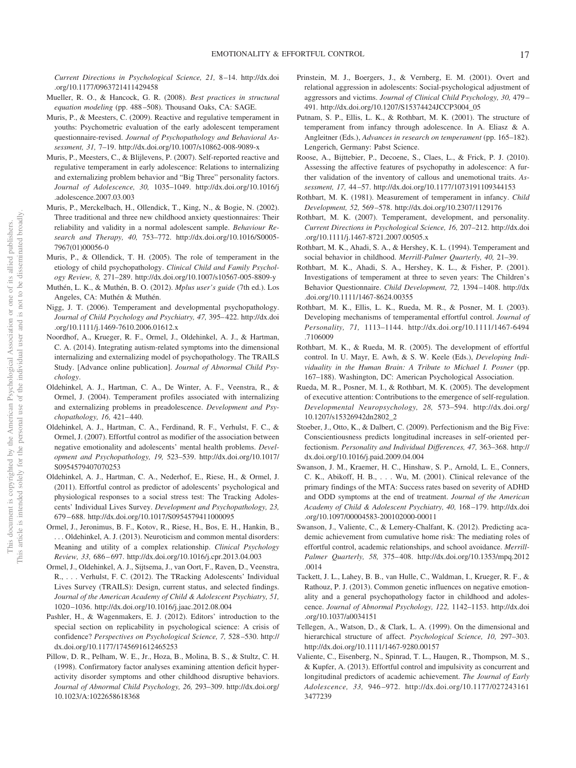*Current Directions in Psychological Science, 21,* 8–14. http://dx.doi.org/10.1177/0963721411429458

Mueller, R. O., & Hancock, G. R. (2008). *Best practices in structural equation modeling* (pp. 488–508). Thousand Oaks, CA: SAGE.

Muris, P., & Meesters, C. (2009). Reactive and regulative temperament in youths: Psychometric evaluation of the early adolescent temperament questionnaire-revised. *Journal of Psychopathology and Behavioral Assessment, 31,* 7–19. http://dx.doi.org/10.1007/s10862-008-9089-x

Muris, P., Meesters, C., & Blijlevens, P. (2007). Self-reported reactive and regulative temperament in early adolescence: Relations to internalizing and externalizing problem behavior and "Big Three" personality factors. *Journal of Adolescence, 30,* 1035–1049. http://dx.doi.org/10.1016/j.adolescence.2007.03.003

Muris, P., Merckelbach, H., Ollendick, T., King, N., & Bogie, N. (2002). Three traditional and three new childhood anxiety questionnaires: Their reliability and validity in a normal adolescent sample. *Behaviour Research and Therapy, 40,* 753–772. http://dx.doi.org/10.1016/S0005-7967(01)00056-0

Muris, P., & Ollendick, T. H. (2005). The role of temperament in the etiology of child psychopathology. *Clinical Child and Family Psychology Review, 8,* 271–289. http://dx.doi.org/10.1007/s10567-005-8809-y

Muthén, L. K., & Muthén, B. O. (2012). *Mplus user's guide* (7th ed.). Los Angeles, CA: Muthén & Muthén.

Nigg, J. T. (2006). Temperament and developmental psychopathology. *Journal of Child Psychology and Psychiatry, 47,* 395–422. http://dx.doi.org/10.1111/j.1469-7610.2006.01612.x

Noordhof, A., Krueger, R. F., Ormel, J., Oldehinkel, A. J., & Hartman, C. A. (2014). Integrating autism-related symptoms into the dimensional internalizing and externalizing model of psychopathology. The TRAILS Study. [Advance online publication]. *Journal of Abnormal Child Psychology*.

Oldehinkel, A. J., Hartman, C. A., De Winter, A. F., Veenstra, R., & Ormel, J. (2004). Temperament profiles associated with internalizing and externalizing problems in preadolescence. *Development and Psychopathology, 16,* 421–440.

Oldehinkel, A. J., Hartman, C. A., Ferdinand, R. F., Verhulst, F. C., & Ormel, J. (2007). Effortful control as modifier of the association between negative emotionality and adolescents' mental health problems. *Development and Psychopathology, 19,* 523–539. http://dx.doi.org/10.1017/S0954579407070253

Oldehinkel, A. J., Hartman, C. A., Nederhof, E., Riese, H., & Ormel, J. (2011). Effortful control as predictor of adolescents' psychological and physiological responses to a social stress test: The Tracking Adolescents' Individual Lives Survey. *Development and Psychopathology, 23,* 679–688. http://dx.doi.org/10.1017/S0954579411000095

Ormel, J., Jeronimus, B. F., Kotov, R., Riese, H., Bos, E. H., Hankin, B., . . . Oldehinkel, A. J. (2013). Neuroticism and common mental disorders: Meaning and utility of a complex relationship. *Clinical Psychology Review, 33,* 686–697. http://dx.doi.org/10.1016/j.cpr.2013.04.003

Ormel, J., Oldehinkel, A. J., Sijtsema, J., van Oort, F., Raven, D., Veenstra, R., . . . Verhulst, F. C. (2012). The TRacking Adolescents' Individual Lives Survey (TRAILS): Design, current status, and selected findings. *Journal of the American Academy of Child & Adolescent Psychiatry, 51,* 1020–1036. http://dx.doi.org/10.1016/j.jaac.2012.08.004

Pashler, H., & Wagenmakers, E. J. (2012). Editors' introduction to the special section on replicability in psychological science: A crisis of confidence? *Perspectives on Psychological Science, 7,* 528–530. http://dx.doi.org/10.1177/1745691612465253

Pillow, D. R., Pelham, W. E., Jr., Hoza, B., Molina, B. S., & Stultz, C. H. (1998). Confirmatory factor analyses examining attention deficit hyperactivity disorder symptoms and other childhood disruptive behaviors. *Journal of Abnormal Child Psychology, 26,* 293–309. http://dx.doi.org/10.1023/A:1022658618368

Prinstein, M. J., Boergers, J., & Vernberg, E. M. (2001). Overt and relational aggression in adolescents: Social-psychological adjustment of aggressors and victims. *Journal of Clinical Child Psychology, 30,* 479–491. http://dx.doi.org/10.1207/S15374424JCCP3004_05

Putnam, S. P., Ellis, L. K., & Rothbart, M. K. (2001). The structure of temperament from infancy through adolescence. In A. Eliasz & A. Angleitner (Eds.), *Advances in research on temperament* (pp. 165–182). Lengerich, Germany: Pabst Science.

Roose, A., Bijttebier, P., Decoene, S., Claes, L., & Frick, P. J. (2010). Assessing the affective features of psychopathy in adolescence: A further validation of the inventory of callous and unemotional traits. *Assessment, 17,* 44–57. http://dx.doi.org/10.1177/1073191109344153

Rothbart, M. K. (1981). Measurement of temperament in infancy. *Child Development, 52,* 569–578. http://dx.doi.org/10.2307/1129176

Rothbart, M. K. (2007). Temperament, development, and personality. *Current Directions in Psychological Science, 16,* 207–212. http://dx.doi.org/10.1111/j.1467-8721.2007.00505.x

Rothbart, M. K., Ahadi, S. A., & Hershey, K. L. (1994). Temperament and social behavior in childhood. *Merrill-Palmer Quarterly, 40,* 21–39.

Rothbart, M. K., Ahadi, S. A., Hershey, K. L., & Fisher, P. (2001). Investigations of temperament at three to seven years: The Children's Behavior Questionnaire. *Child Development, 72,* 1394–1408. http://dx.doi.org/10.1111/1467-8624.00355

Rothbart, M. K., Ellis, L. K., Rueda, M. R., & Posner, M. I. (2003). Developing mechanisms of temperamental effortful control. *Journal of Personality, 71,* 1113–1144. http://dx.doi.org/10.1111/1467-6494.7106009

Rothbart, M. K., & Rueda, M. R. (2005). The development of effortful control. In U. Mayr, E. Awh, & S. W. Keele (Eds.), *Developing Individuality in the Human Brain: A Tribute to Michael I. Posner* (pp. 167–188). Washington, DC: American Psychological Association.

Rueda, M. R., Posner, M. I., & Rothbart, M. K. (2005). The development of executive attention: Contributions to the emergence of self-regulation. *Developmental Neuropsychology, 28,* 573–594. http://dx.doi.org/10.1207/s15326942dn2802_2

Stoeber, J., Otto, K., & Dalbert, C. (2009). Perfectionism and the Big Five: Conscientiousness predicts longitudinal increases in self-oriented perfectionism. *Personality and Individual Differences, 47,* 363–368. http://dx.doi.org/10.1016/j.paid.2009.04.004

Swanson, J. M., Kraemer, H. C., Hinshaw, S. P., Arnold, L. E., Conners, C. K., Abikoff, H. B., . . . Wu, M. (2001). Clinical relevance of the primary findings of the MTA: Success rates based on severity of ADHD and ODD symptoms at the end of treatment. *Journal of the American Academy of Child & Adolescent Psychiatry, 40,* 168–179. http://dx.doi.org/10.1097/00004583-200102000-00011

Swanson, J., Valiente, C., & Lemery-Chalfant, K. (2012). Predicting academic achievement from cumulative home risk: The mediating roles of effortful control, academic relationships, and school avoidance. *Merrill-Palmer Quarterly, 58,* 375–408. http://dx.doi.org/10.1353/mpq.2012.0014

Tackett, J. L., Lahey, B. B., van Hulle, C., Waldman, I., Krueger, R. F., & Rathouz, P. J. (2013). Common genetic influences on negative emotionality and a general psychopathology factor in childhood and adolescence. *Journal of Abnormal Psychology, 122,* 1142–1153. http://dx.doi.org/10.1037/a0034151

Tellegen, A., Watson, D., & Clark, L. A. (1999). On the dimensional and hierarchical structure of affect. *Psychological Science, 10,* 297–303. http://dx.doi.org/10.1111/1467-9280.00157

Valiente, C., Eisenberg, N., Spinrad, T. L., Haugen, R., Thompson, M. S., & Kupfer, A. (2013). Effortful control and impulsivity as concurrent and longitudinal predictors of academic achievement. *The Journal of Early Adolescence, 33,* 946–972. http://dx.doi.org/10.1177/0272431613477239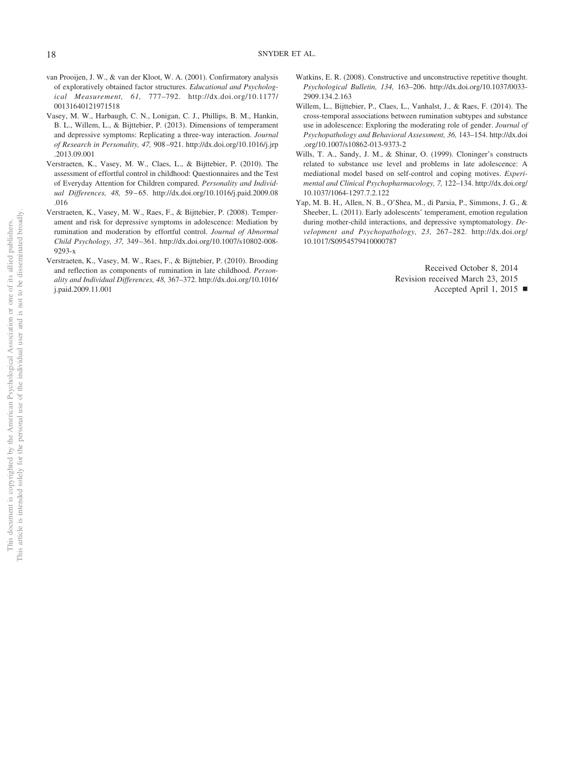van Prooijen, J. W., & van der Kloot, W. A. (2001). Confirmatory analysis of exploratively obtained factor structures. *Educational and Psychological Measurement, 61,* 777–792. http://dx.doi.org/10.1177/00131640121971518

Vasey, M. W., Harbaugh, C. N., Lonigan, C. J., Phillips, B. M., Hankin, B. L., Willem, L., & Bijttebier, P. (2013). Dimensions of temperament and depressive symptoms: Replicating a three-way interaction. *Journal of Research in Personality, 47,* 908–921. http://dx.doi.org/10.1016/j.jrp.2013.09.001

Verstraeten, K., Vasey, M. W., Claes, L., & Bijttebier, P. (2010). The assessment of effortful control in childhood: Questionnaires and the Test of Everyday Attention for Children compared. *Personality and Individual Differences, 48,* 59–65. http://dx.doi.org/10.1016/j.paid.2009.08.016

Verstraeten, K., Vasey, M. W., Raes, F., & Bijttebier, P. (2008). Temperament and risk for depressive symptoms in adolescence: Mediation by rumination and moderation by effortful control. *Journal of Abnormal Child Psychology, 37,* 349–361. http://dx.doi.org/10.1007/s10802-008-9293-x

Verstraeten, K., Vasey, M. W., Raes, F., & Bijttebier, P. (2010). Brooding and reflection as components of rumination in late childhood. *Personality and Individual Differences, 48,* 367–372. http://dx.doi.org/10.1016/j.paid.2009.11.001

Watkins, E. R. (2008). Constructive and unconstructive repetitive thought. *Psychological Bulletin, 134,* 163–206. http://dx.doi.org/10.1037/0033-2909.134.2.163

Willem, L., Bijttebier, P., Claes, L., Vanhalst, J., & Raes, F. (2014). The cross-temporal associations between rumination subtypes and substance use in adolescence: Exploring the moderating role of gender. *Journal of Psychopathology and Behavioral Assessment, 36,* 143–154. http://dx.doi.org/10.1007/s10862-013-9373-2

Wills, T. A., Sandy, J. M., & Shinar, O. (1999). Cloninger's constructs related to substance use level and problems in late adolescence: A mediational model based on self-control and coping motives. *Experimental and Clinical Psychopharmacology, 7,* 122–134. http://dx.doi.org/10.1037/1064-1297.7.2.122

Yap, M. B. H., Allen, N. B., O'Shea, M., di Parsia, P., Simmons, J. G., & Sheeber, L. (2011). Early adolescents' temperament, emotion regulation during mother-child interactions, and depressive symptomatology. *Development and Psychopathology, 23,* 267–282. http://dx.doi.org/10.1017/S0954579410000787

Received October 8, 2014
Revision received March 23, 2015
Accepted April 1, 2015 ■